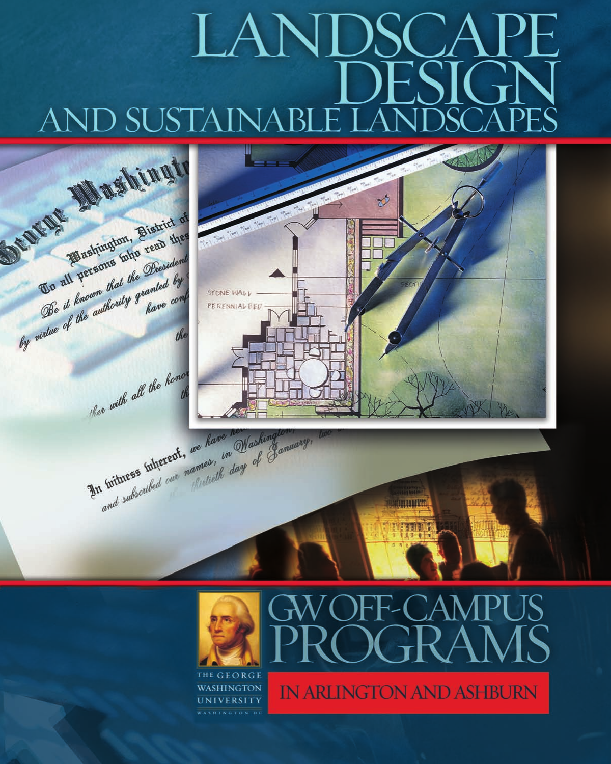# LANDSCAPE DESIGN

## AND SUSTAINABLE LANDSCAPES

# GW OFF-CAMPUS PROGRAMS

## IN ARLINGTON AND ASHBURN

THE GEORGE WASHINGTON UNIVERSITY

WASHINGTON DC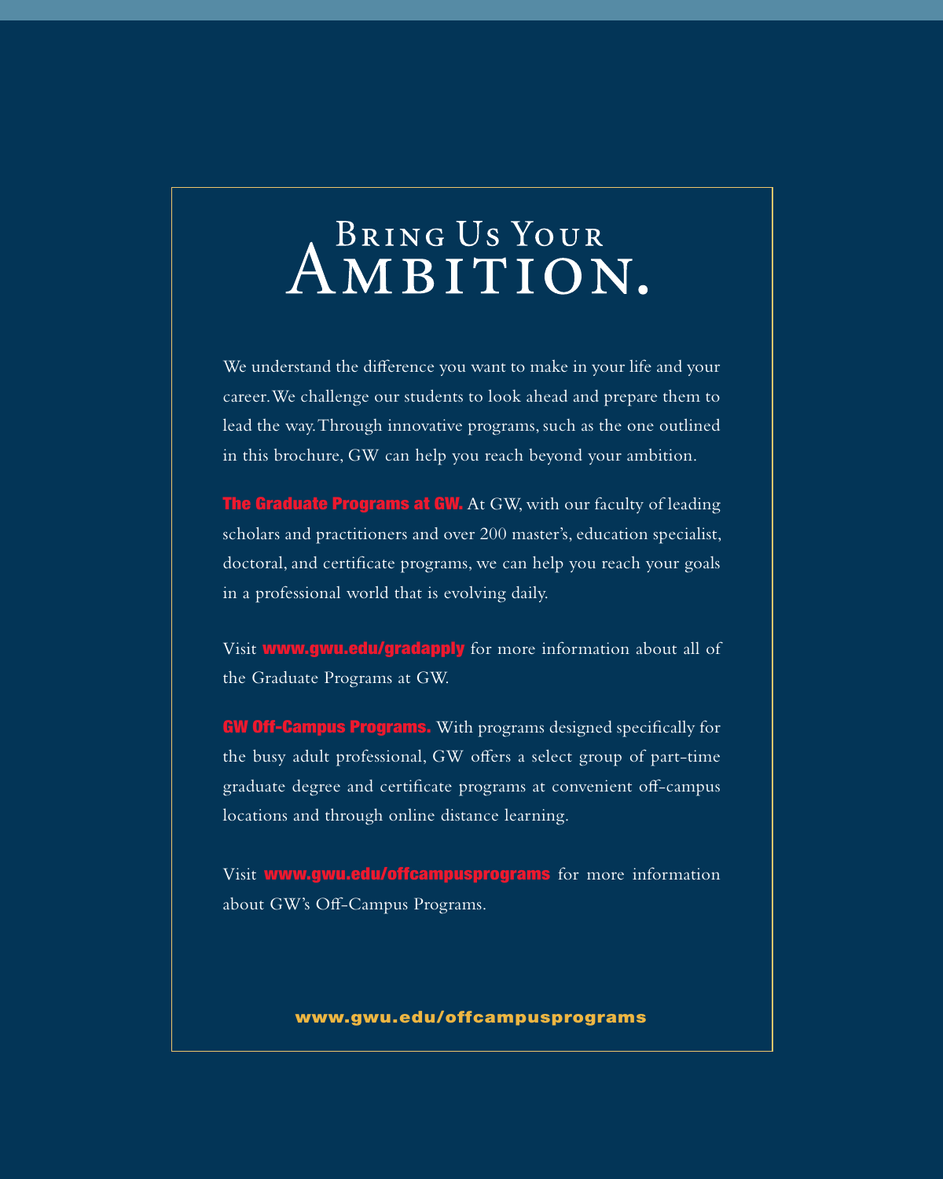# Bring Us Your Ambition.

We understand the difference you want to make in your life and your career. We challenge our students to look ahead and prepare them to lead the way. Through innovative programs, such as the one outlined in this brochure, GW can help you reach beyond your ambition.

**The Graduate Programs at GW.** At GW, with our faculty of leading scholars and practitioners and over 200 master's, education specialist, doctoral, and certificate programs, we can help you reach your goals in a professional world that is evolving daily.

Visit **www.gwu.edu/gradapply** for more information about all of the Graduate Programs at GW.

**GW Off-Campus Programs.** With programs designed specifically for the busy adult professional, GW offers a select group of part-time graduate degree and certificate programs at convenient off-campus locations and through online distance learning.

Visit **www.gwu.edu/offcampusprograms** for more information about GW's Off-Campus Programs.

**www.gwu.edu/offcampusprograms**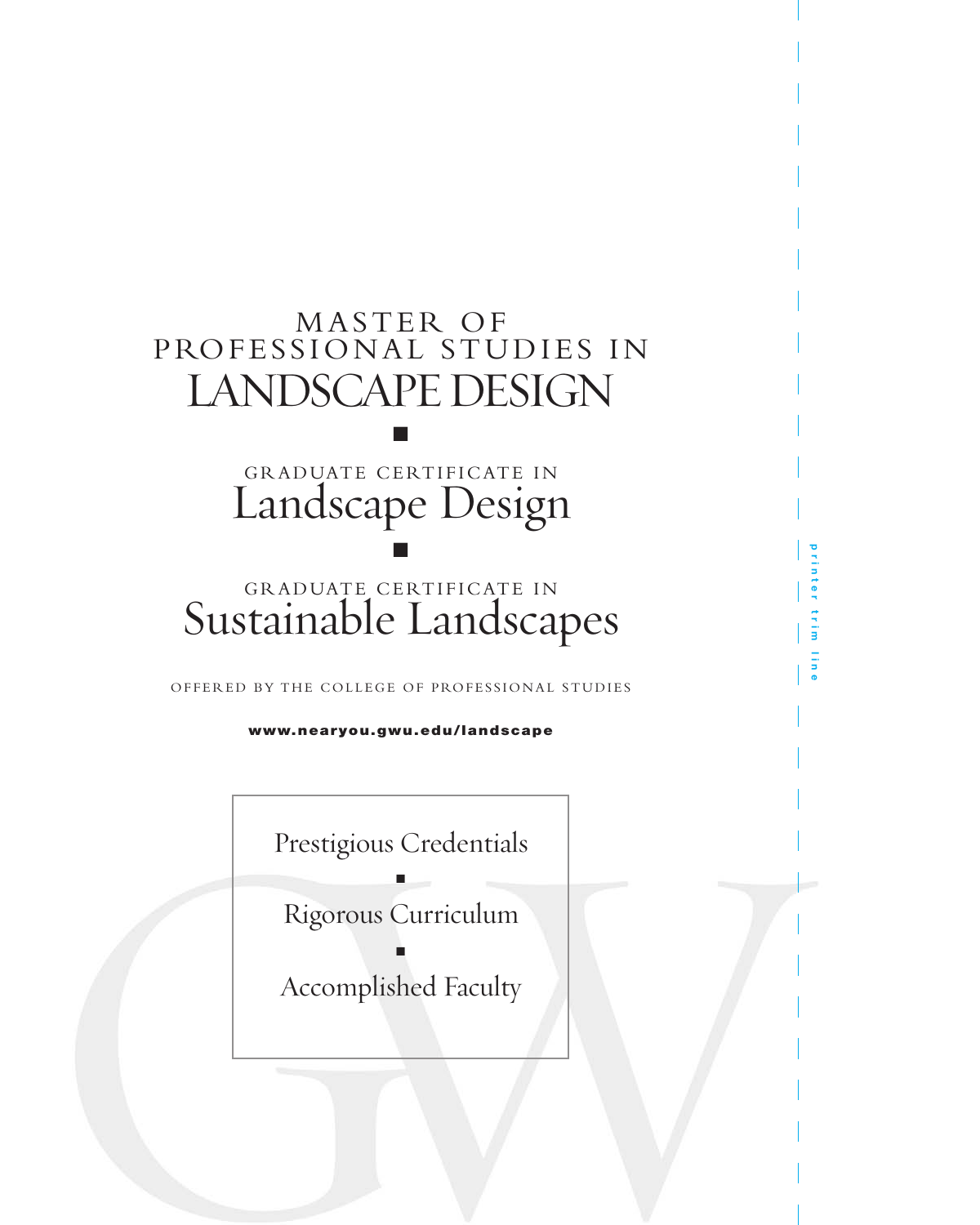# MASTER OF PROFESSIONAL STUDIES IN LANDSCAPE DESIGN

■

## GRADUATE CERTIFICATE IN Landscape Design

■

## GRADUATE CERTIFICATE IN Sustainable Landscapes

OFFERED BY THE COLLEGE OF PROFESSIONAL STUDIES

**www.nearyou.gwu.edu/landscape**

Prestigious Credentials

■

Rigorous Curriculum

■

Accomplished Faculty

printer trim line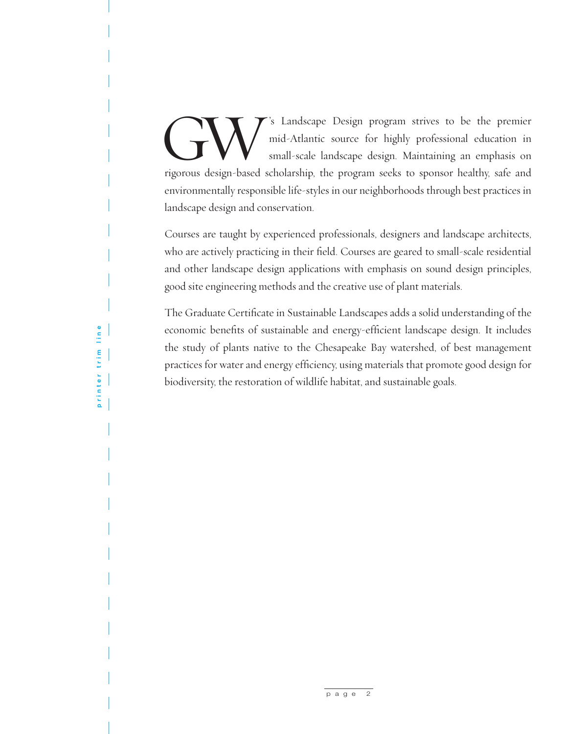GW's Landscape Design program strives to be the premier mid-Atlantic source for highly professional education in small-scale landscape design. Maintaining an emphasis on rigorous design-based scholarship, the program seeks to sponsor healthy, safe and environmentally responsible life-styles in our neighborhoods through best practices in landscape design and conservation.

Courses are taught by experienced professionals, designers and landscape architects, who are actively practicing in their field. Courses are geared to small-scale residential and other landscape design applications with emphasis on sound design principles, good site engineering methods and the creative use of plant materials.

The Graduate Certificate in Sustainable Landscapes adds a solid understanding of the economic benefits of sustainable and energy-efficient landscape design. It includes the study of plants native to the Chesapeake Bay watershed, of best management practices for water and energy efficiency, using materials that promote good design for biodiversity, the restoration of wildlife habitat, and sustainable goals.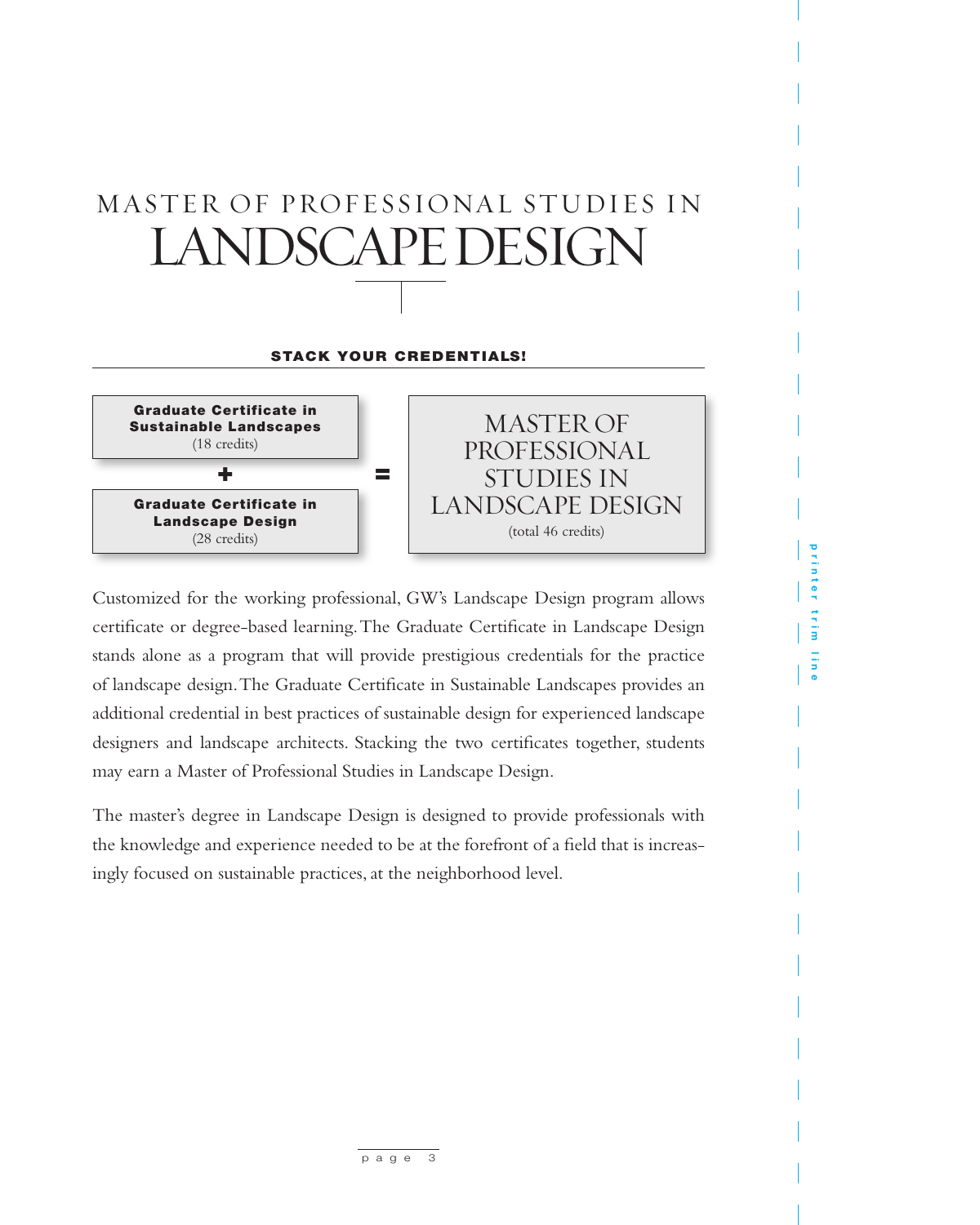# MASTER OF PROFESSIONAL STUDIES IN LANDSCAPE DESIGN

**STACK YOUR CREDENTIALS!**

**Graduate Certificate in Sustainable Landscapes**
(18 credits)

+

**Graduate Certificate in Landscape Design**
(28 credits)

=

MASTER OF PROFESSIONAL STUDIES IN LANDSCAPE DESIGN
(total 46 credits)

Customized for the working professional, GW's Landscape Design program allows certificate or degree-based learning. The Graduate Certificate in Landscape Design stands alone as a program that will provide prestigious credentials for the practice of landscape design. The Graduate Certificate in Sustainable Landscapes provides an additional credential in best practices of sustainable design for experienced landscape designers and landscape architects. Stacking the two certificates together, students may earn a Master of Professional Studies in Landscape Design.

The master's degree in Landscape Design is designed to provide professionals with the knowledge and experience needed to be at the forefront of a field that is increasingly focused on sustainable practices, at the neighborhood level.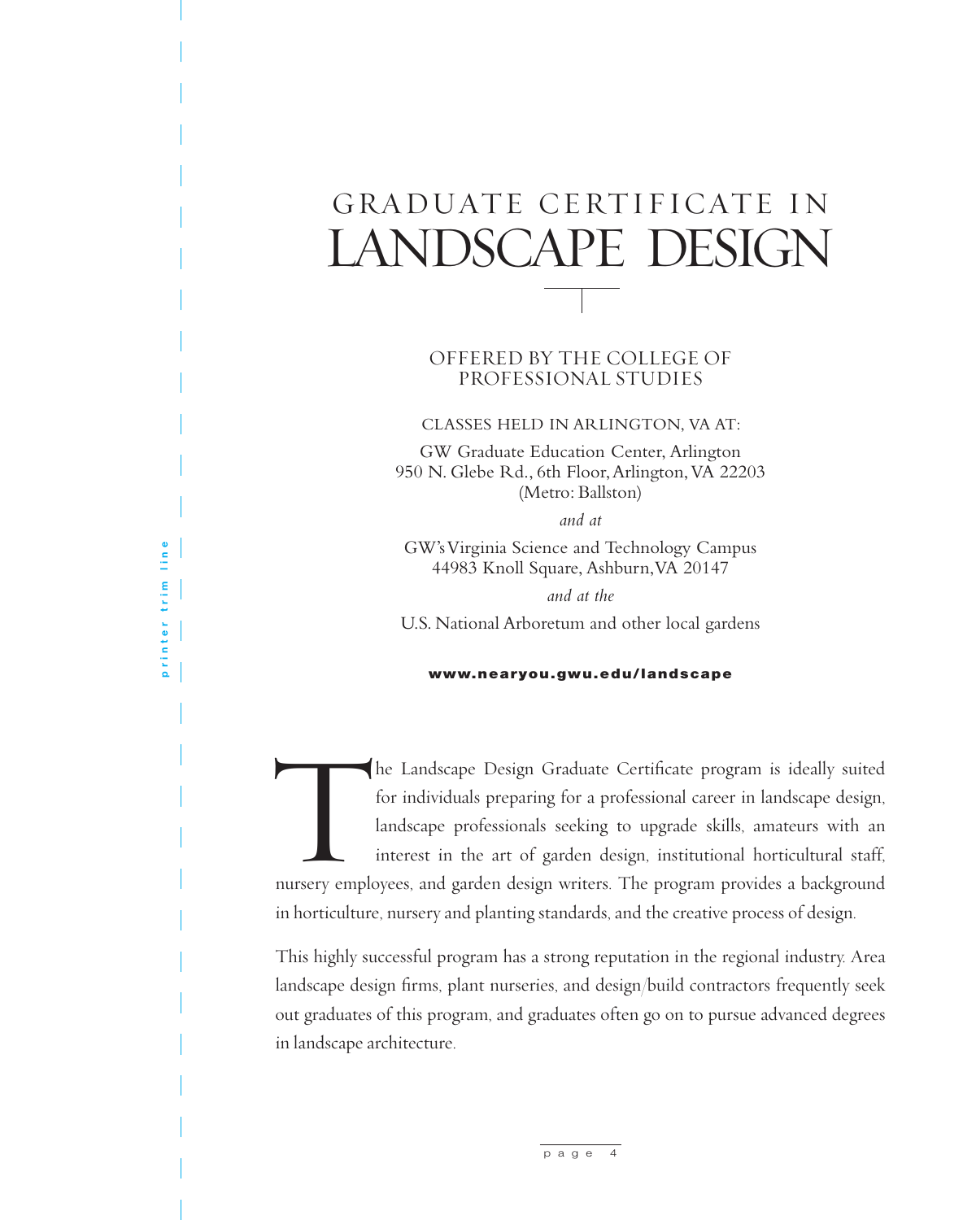# GRADUATE CERTIFICATE IN LANDSCAPE DESIGN

OFFERED BY THE COLLEGE OF PROFESSIONAL STUDIES

CLASSES HELD IN ARLINGTON, VA AT:

GW Graduate Education Center, Arlington
950 N. Glebe Rd., 6th Floor, Arlington, VA 22203
(Metro: Ballston)

*and at*

GW's Virginia Science and Technology Campus
44983 Knoll Square, Ashburn, VA 20147

*and at the*

U.S. National Arboretum and other local gardens

**www.nearyou.gwu.edu/landscape**

The Landscape Design Graduate Certificate program is ideally suited for individuals preparing for a professional career in landscape design, landscape professionals seeking to upgrade skills, amateurs with an interest in the art of garden design, institutional horticultural staff, nursery employees, and garden design writers. The program provides a background in horticulture, nursery and planting standards, and the creative process of design.

This highly successful program has a strong reputation in the regional industry. Area landscape design firms, plant nurseries, and design/build contractors frequently seek out graduates of this program, and graduates often go on to pursue advanced degrees in landscape architecture.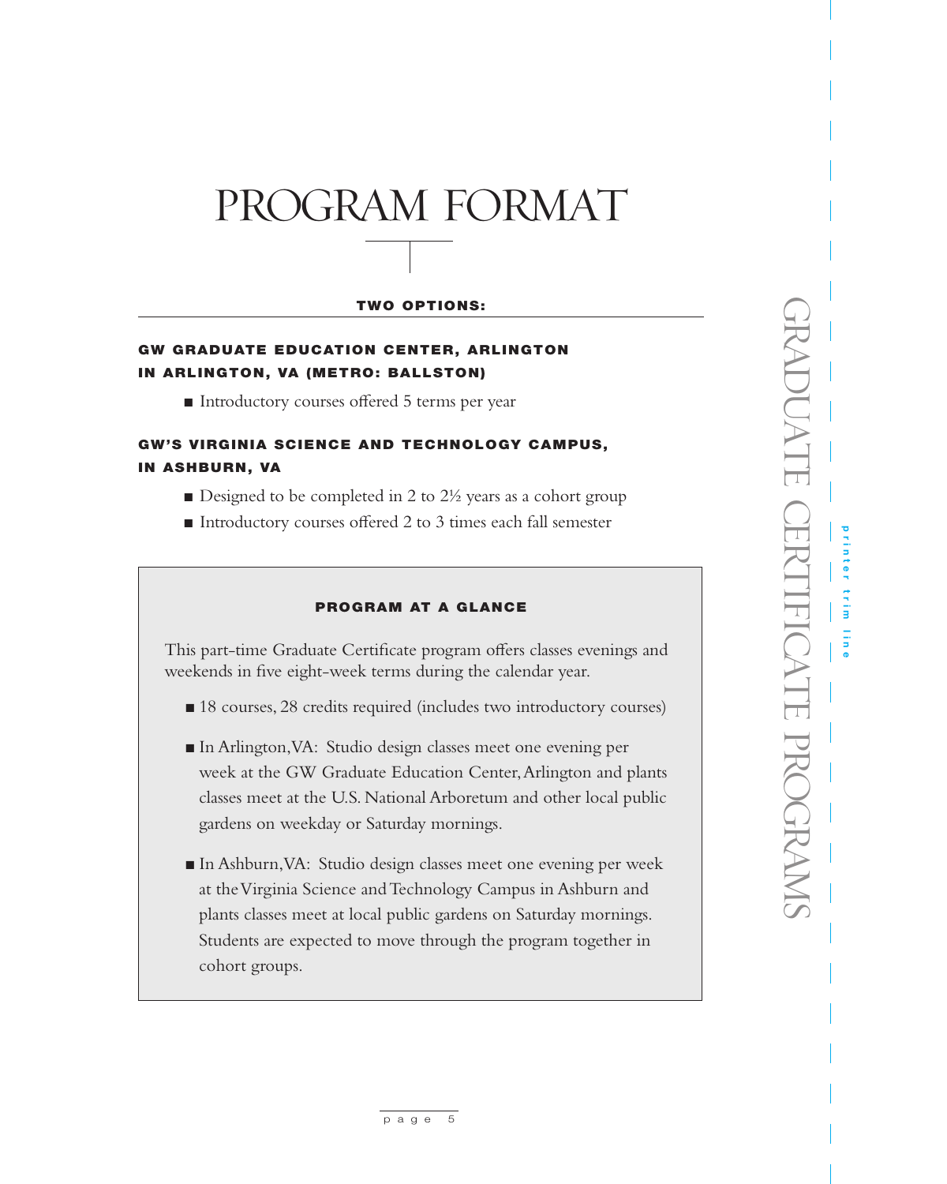# PROGRAM FORMAT

## TWO OPTIONS:

### GW GRADUATE EDUCATION CENTER, ARLINGTON IN ARLINGTON, VA (METRO: BALLSTON)

- Introductory courses offered 5 terms per year

### GW'S VIRGINIA SCIENCE AND TECHNOLOGY CAMPUS, IN ASHBURN, VA

- Designed to be completed in 2 to 2½ years as a cohort group
- Introductory courses offered 2 to 3 times each fall semester

### PROGRAM AT A GLANCE

This part-time Graduate Certificate program offers classes evenings and weekends in five eight-week terms during the calendar year.

- 18 courses, 28 credits required (includes two introductory courses)
- In Arlington, VA: Studio design classes meet one evening per week at the GW Graduate Education Center, Arlington and plants classes meet at the U.S. National Arboretum and other local public gardens on weekday or Saturday mornings.
- In Ashburn, VA: Studio design classes meet one evening per week at the Virginia Science and Technology Campus in Ashburn and plants classes meet at local public gardens on Saturday mornings. Students are expected to move through the program together in cohort groups.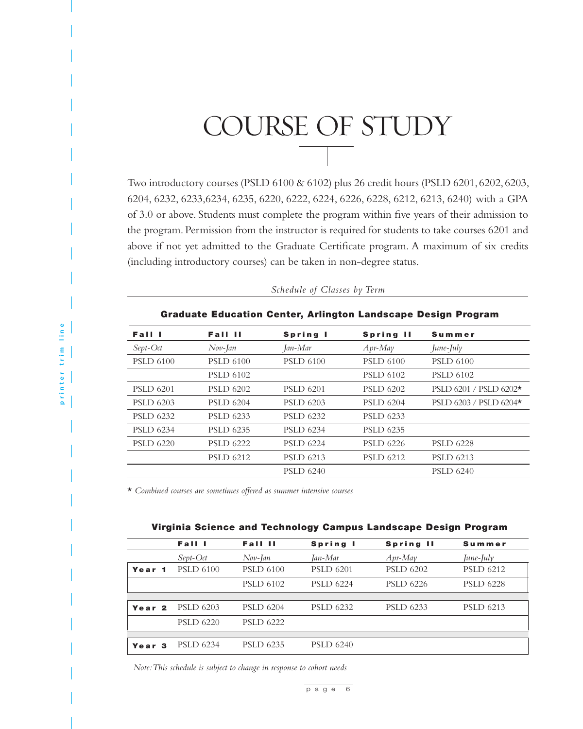# COURSE OF STUDY

Two introductory courses (PSLD 6100 & 6102) plus 26 credit hours (PSLD 6201, 6202, 6203, 6204, 6232, 6233,6234, 6235, 6220, 6222, 6224, 6226, 6228, 6212, 6213, 6240) with a GPA of 3.0 or above. Students must complete the program within five years of their admission to the program. Permission from the instructor is required for students to take courses 6201 and above if not yet admitted to the Graduate Certificate program. A maximum of six credits (including introductory courses) can be taken in non-degree status.

*Schedule of Classes by Term*

**Graduate Education Center, Arlington Landscape Design Program**

| Fall I | Fall II | Spring I | Spring II | Summer |
|---|---|---|---|---|
| *Sept-Oct* | *Nov-Jan* | *Jan-Mar* | *Apr-May* | *June-July* |
| PSLD 6100 | PSLD 6100 | PSLD 6100 | PSLD 6100 | PSLD 6100 |
| | PSLD 6102 | | PSLD 6102 | PSLD 6102 |
| PSLD 6201 | PSLD 6202 | PSLD 6201 | PSLD 6202 | PSLD 6201 / PSLD 6202* |
| PSLD 6203 | PSLD 6204 | PSLD 6203 | PSLD 6204 | PSLD 6203 / PSLD 6204* |
| PSLD 6232 | PSLD 6233 | PSLD 6232 | PSLD 6233 | |
| PSLD 6234 | PSLD 6235 | PSLD 6234 | PSLD 6235 | |
| PSLD 6220 | PSLD 6222 | PSLD 6224 | PSLD 6226 | PSLD 6228 |
| | PSLD 6212 | PSLD 6213 | PSLD 6212 | PSLD 6213 |
| | | PSLD 6240 | | PSLD 6240 |

* *Combined courses are sometimes offered as summer intensive courses*

**Virginia Science and Technology Campus Landscape Design Program**

| | Fall I | Fall II | Spring I | Spring II | Summer |
|---|---|---|---|---|---|
| | *Sept-Oct* | *Nov-Jan* | *Jan-Mar* | *Apr-May* | *June-July* |
| **Year 1** | PSLD 6100 | PSLD 6100 | PSLD 6201 | PSLD 6202 | PSLD 6212 |
| | | PSLD 6102 | PSLD 6224 | PSLD 6226 | PSLD 6228 |
| **Year 2** | PSLD 6203 | PSLD 6204 | PSLD 6232 | PSLD 6233 | PSLD 6213 |
| | PSLD 6220 | PSLD 6222 | | | |
| **Year 3** | PSLD 6234 | PSLD 6235 | PSLD 6240 | | |

*Note: This schedule is subject to change in response to cohort needs*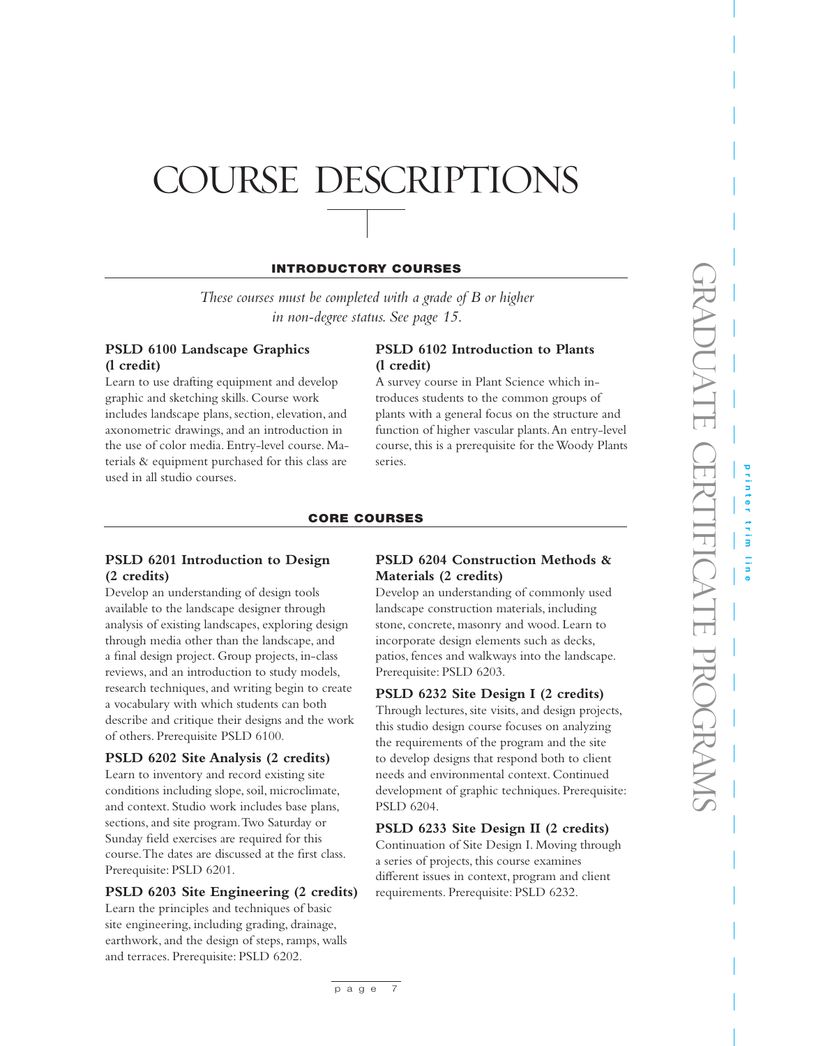# COURSE DESCRIPTIONS

## INTRODUCTORY COURSES

*These courses must be completed with a grade of B or higher in non-degree status. See page 15.*

**PSLD 6100 Landscape Graphics (l credit)**
Learn to use drafting equipment and develop graphic and sketching skills. Course work includes landscape plans, section, elevation, and axonometric drawings, and an introduction in the use of color media. Entry-level course. Materials & equipment purchased for this class are used in all studio courses.

**PSLD 6102 Introduction to Plants (l credit)**
A survey course in Plant Science which introduces students to the common groups of plants with a general focus on the structure and function of higher vascular plants. An entry-level course, this is a prerequisite for the Woody Plants series.

## CORE COURSES

**PSLD 6201 Introduction to Design (2 credits)**
Develop an understanding of design tools available to the landscape designer through analysis of existing landscapes, exploring design through media other than the landscape, and a final design project. Group projects, in-class reviews, and an introduction to study models, research techniques, and writing begin to create a vocabulary with which students can both describe and critique their designs and the work of others. Prerequisite PSLD 6100.

**PSLD 6202 Site Analysis (2 credits)**
Learn to inventory and record existing site conditions including slope, soil, microclimate, and context. Studio work includes base plans, sections, and site program. Two Saturday or Sunday field exercises are required for this course. The dates are discussed at the first class. Prerequisite: PSLD 6201.

**PSLD 6203 Site Engineering (2 credits)**
Learn the principles and techniques of basic site engineering, including grading, drainage, earthwork, and the design of steps, ramps, walls and terraces. Prerequisite: PSLD 6202.

**PSLD 6204 Construction Methods & Materials (2 credits)**
Develop an understanding of commonly used landscape construction materials, including stone, concrete, masonry and wood. Learn to incorporate design elements such as decks, patios, fences and walkways into the landscape. Prerequisite: PSLD 6203.

**PSLD 6232 Site Design I (2 credits)**
Through lectures, site visits, and design projects, this studio design course focuses on analyzing the requirements of the program and the site to develop designs that respond both to client needs and environmental context. Continued development of graphic techniques. Prerequisite: PSLD 6204.

**PSLD 6233 Site Design II (2 credits)**
Continuation of Site Design I. Moving through a series of projects, this course examines different issues in context, program and client requirements. Prerequisite: PSLD 6232.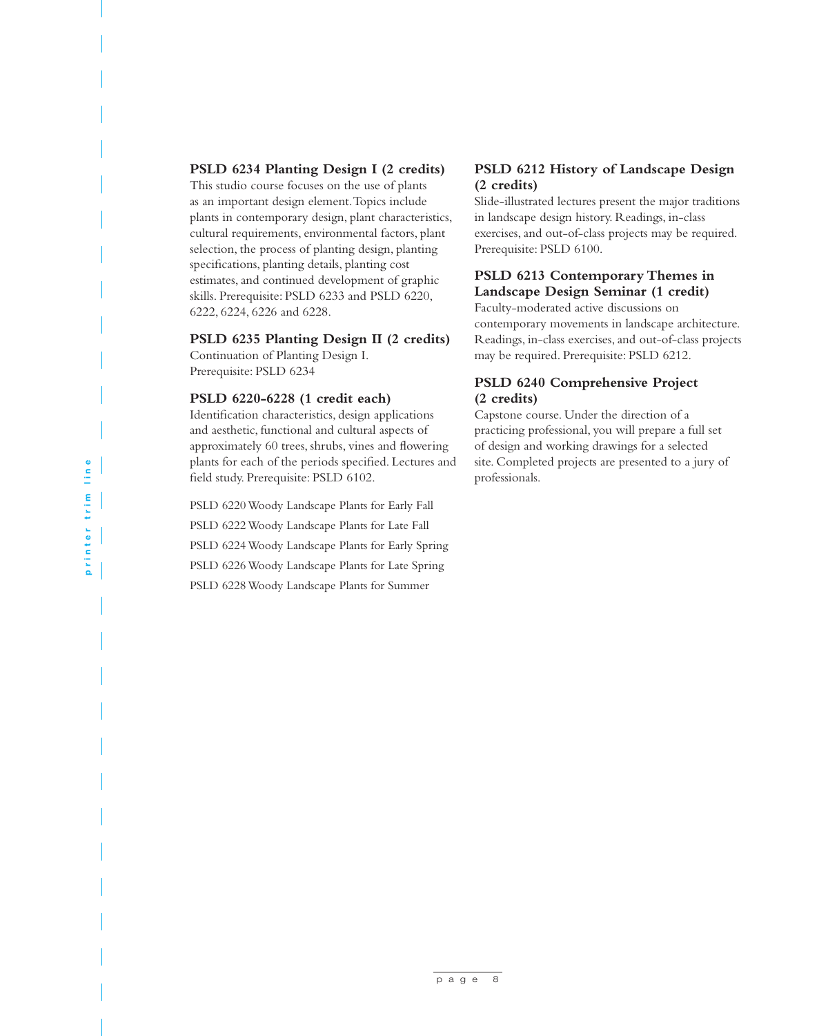**PSLD 6234 Planting Design I (2 credits)**
This studio course focuses on the use of plants as an important design element. Topics include plants in contemporary design, plant characteristics, cultural requirements, environmental factors, plant selection, the process of planting design, planting specifications, planting details, planting cost estimates, and continued development of graphic skills. Prerequisite: PSLD 6233 and PSLD 6220, 6222, 6224, 6226 and 6228.

**PSLD 6235 Planting Design II (2 credits)**
Continuation of Planting Design I.
Prerequisite: PSLD 6234

**PSLD 6220-6228 (1 credit each)**
Identification characteristics, design applications and aesthetic, functional and cultural aspects of approximately 60 trees, shrubs, vines and flowering plants for each of the periods specified. Lectures and field study. Prerequisite: PSLD 6102.

PSLD 6220 Woody Landscape Plants for Early Fall

PSLD 6222 Woody Landscape Plants for Late Fall

PSLD 6224 Woody Landscape Plants for Early Spring

PSLD 6226 Woody Landscape Plants for Late Spring

PSLD 6228 Woody Landscape Plants for Summer

**PSLD 6212 History of Landscape Design (2 credits)**
Slide-illustrated lectures present the major traditions in landscape design history. Readings, in-class exercises, and out-of-class projects may be required. Prerequisite: PSLD 6100.

**PSLD 6213 Contemporary Themes in Landscape Design Seminar (1 credit)**
Faculty-moderated active discussions on contemporary movements in landscape architecture. Readings, in-class exercises, and out-of-class projects may be required. Prerequisite: PSLD 6212.

**PSLD 6240 Comprehensive Project (2 credits)**
Capstone course. Under the direction of a practicing professional, you will prepare a full set of design and working drawings for a selected site. Completed projects are presented to a jury of professionals.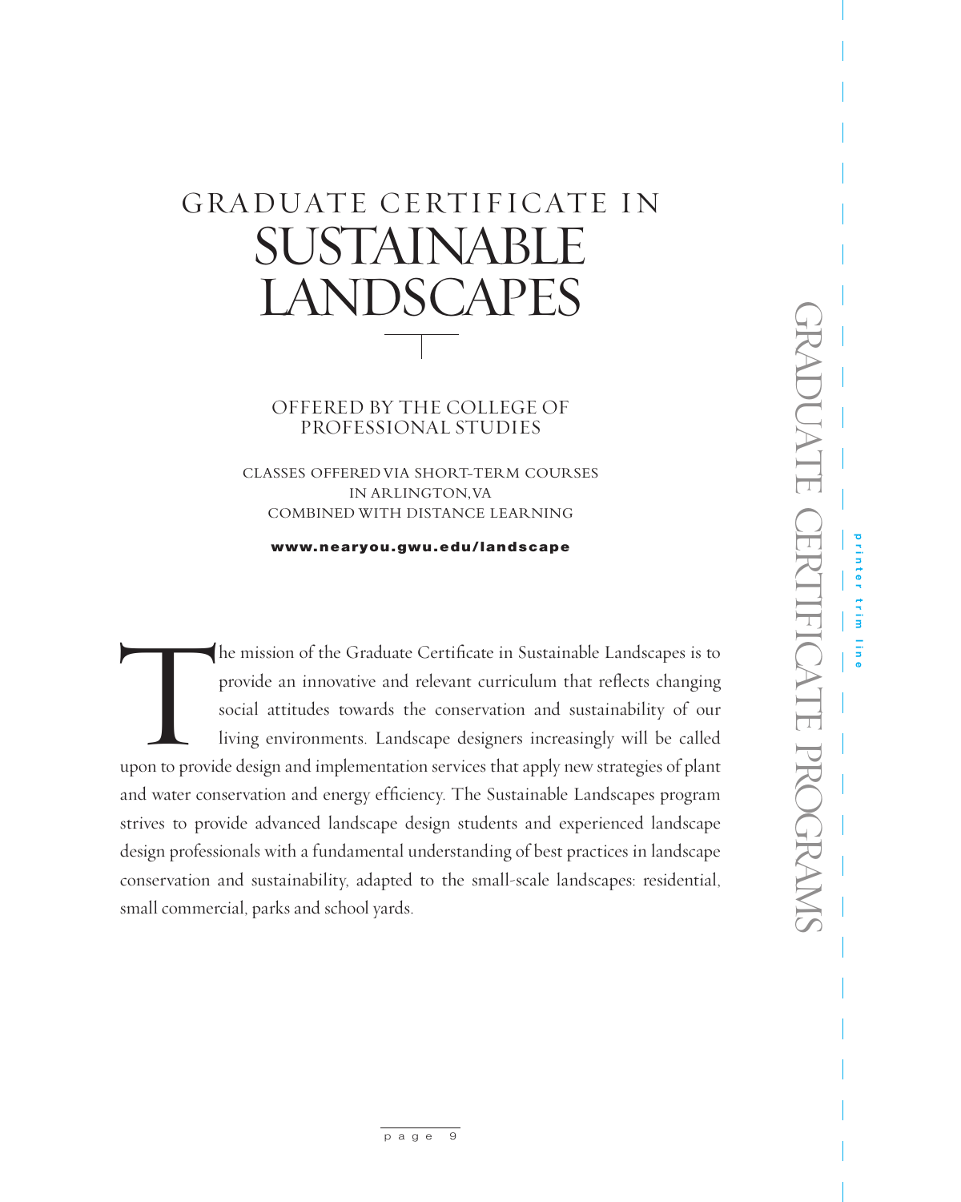# GRADUATE CERTIFICATE IN SUSTAINABLE LANDSCAPES

OFFERED BY THE COLLEGE OF PROFESSIONAL STUDIES

CLASSES OFFERED VIA SHORT-TERM COURSES IN ARLINGTON, VA COMBINED WITH DISTANCE LEARNING

**www.nearyou.gwu.edu/landscape**

The mission of the Graduate Certificate in Sustainable Landscapes is to provide an innovative and relevant curriculum that reflects changing social attitudes towards the conservation and sustainability of our living environments. Landscape designers increasingly will be called upon to provide design and implementation services that apply new strategies of plant and water conservation and energy efficiency. The Sustainable Landscapes program strives to provide advanced landscape design students and experienced landscape design professionals with a fundamental understanding of best practices in landscape conservation and sustainability, adapted to the small-scale landscapes: residential, small commercial, parks and school yards.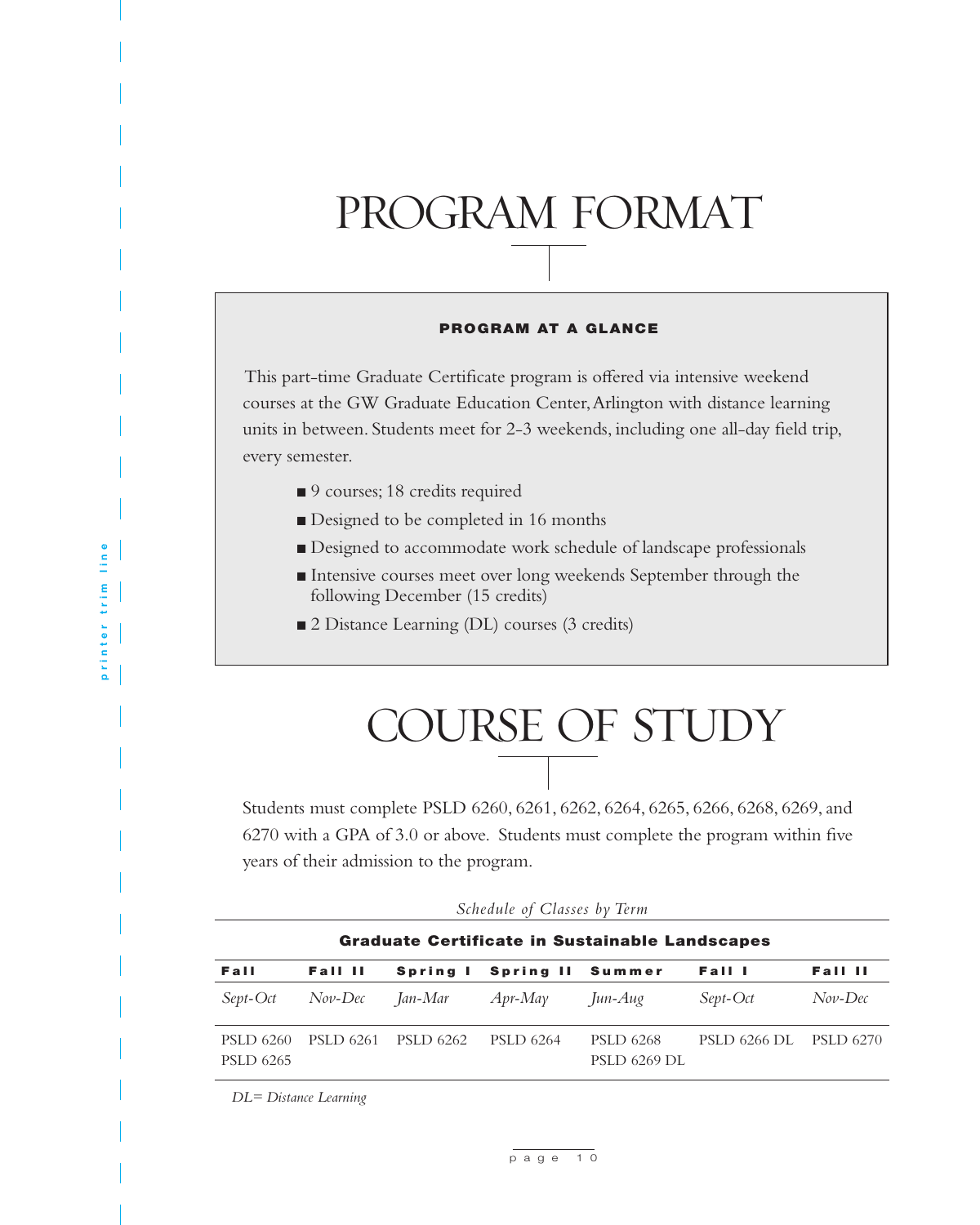# PROGRAM FORMAT

**PROGRAM AT A GLANCE**

This part-time Graduate Certificate program is offered via intensive weekend courses at the GW Graduate Education Center, Arlington with distance learning units in between. Students meet for 2-3 weekends, including one all-day field trip, every semester.

- 9 courses; 18 credits required
- Designed to be completed in 16 months
- Designed to accommodate work schedule of landscape professionals
- Intensive courses meet over long weekends September through the following December (15 credits)
- 2 Distance Learning (DL) courses (3 credits)

# COURSE OF STUDY

Students must complete PSLD 6260, 6261, 6262, 6264, 6265, 6266, 6268, 6269, and 6270 with a GPA of 3.0 or above. Students must complete the program within five years of their admission to the program.

*Schedule of Classes by Term*

**Graduate Certificate in Sustainable Landscapes**

| Fall | Fall II | Spring I | Spring II | Summer | Fall I | Fall II |
|---|---|---|---|---|---|---|
| *Sept-Oct* | *Nov-Dec* | *Jan-Mar* | *Apr-May* | *Jun-Aug* | *Sept-Oct* | *Nov-Dec* |
| PSLD 6260<br>PSLD 6265 | PSLD 6261 | PSLD 6262 | PSLD 6264 | PSLD 6268<br>PSLD 6269 DL | PSLD 6266 DL | PSLD 6270 |

*DL= Distance Learning*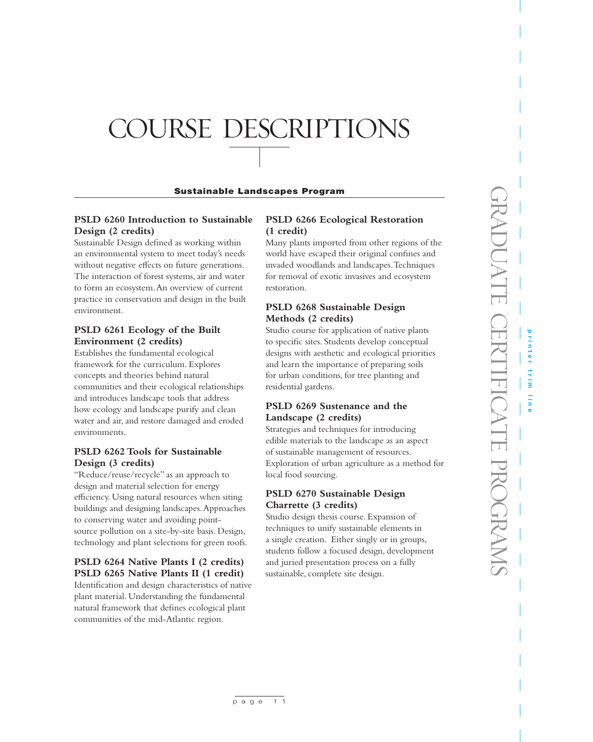# COURSE DESCRIPTIONS

## Sustainable Landscapes Program

### PSLD 6260 Introduction to Sustainable Design (2 credits)

Sustainable Design defined as working within an environmental system to meet today's needs without negative effects on future generations. The interaction of forest systems, air and water to form an ecosystem. An overview of current practice in conservation and design in the built environment.

### PSLD 6261 Ecology of the Built Environment (2 credits)

Establishes the fundamental ecological framework for the curriculum. Explores concepts and theories behind natural communities and their ecological relationships and introduces landscape tools that address how ecology and landscape purify and clean water and air, and restore damaged and eroded environments.

### PSLD 6262 Tools for Sustainable Design (3 credits)

"Reduce/reuse/recycle" as an approach to design and material selection for energy efficiency. Using natural resources when siting buildings and designing landscapes. Approaches to conserving water and avoiding point-source pollution on a site-by-site basis. Design, technology and plant selections for green roofs.

### PSLD 6264 Native Plants I (2 credits)
### PSLD 6265 Native Plants II (1 credit)

Identification and design characteristics of native plant material. Understanding the fundamental natural framework that defines ecological plant communities of the mid-Atlantic region.

### PSLD 6266 Ecological Restoration (1 credit)

Many plants imported from other regions of the world have escaped their original confines and invaded woodlands and landscapes. Techniques for removal of exotic invasives and ecosystem restoration.

### PSLD 6268 Sustainable Design Methods (2 credits)

Studio course for application of native plants to specific sites. Students develop conceptual designs with aesthetic and ecological priorities and learn the importance of preparing soils for urban conditions, for tree planting and residential gardens.

### PSLD 6269 Sustenance and the Landscape (2 credits)

Strategies and techniques for introducing edible materials to the landscape as an aspect of sustainable management of resources. Exploration of urban agriculture as a method for local food sourcing.

### PSLD 6270 Sustainable Design Charrette (3 credits)

Studio design thesis course. Expansion of techniques to unify sustainable elements in a single creation. Either singly or in groups, students follow a focused design, development and juried presentation process on a fully sustainable, complete site design.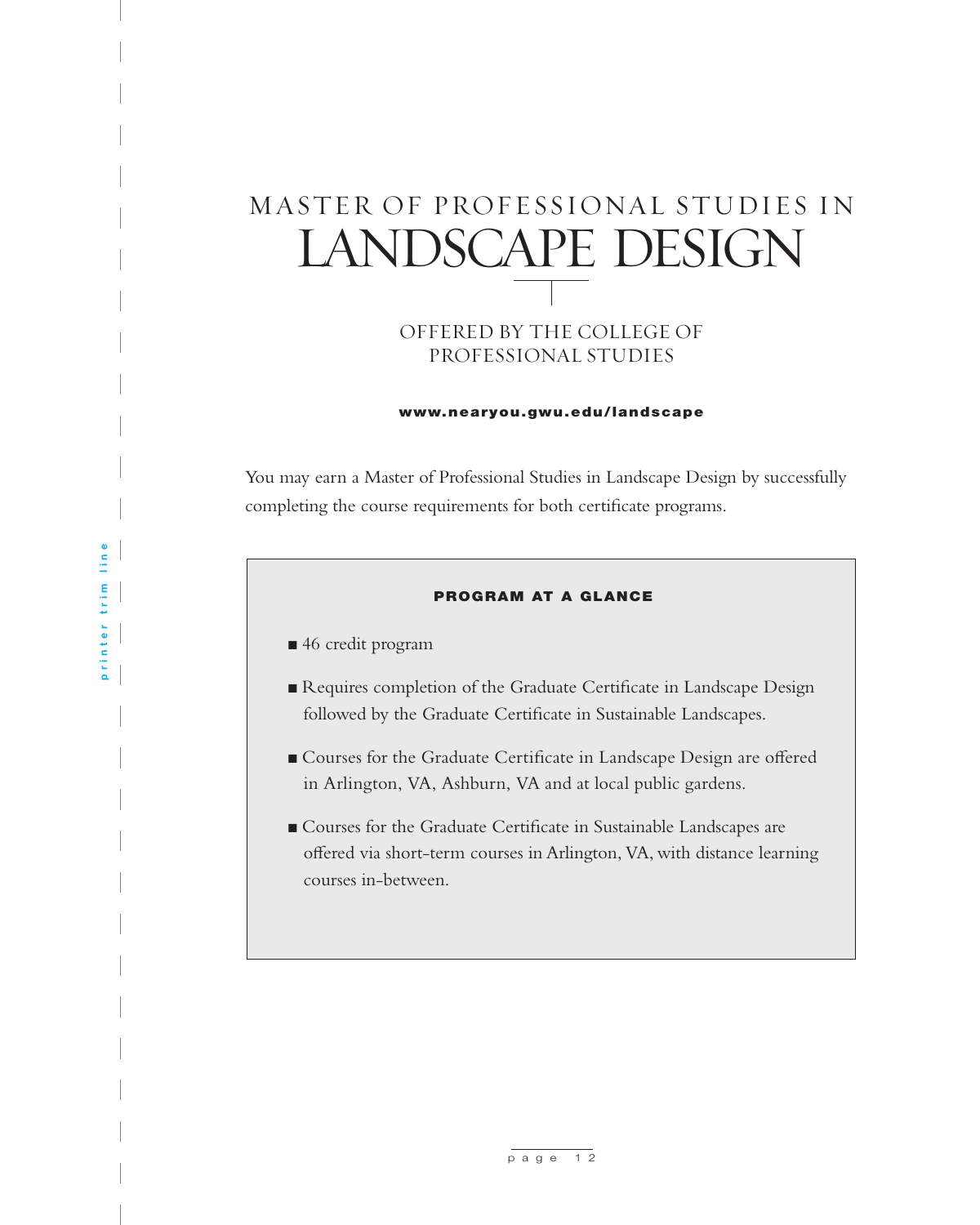# MASTER OF PROFESSIONAL STUDIES IN LANDSCAPE DESIGN

OFFERED BY THE COLLEGE OF PROFESSIONAL STUDIES

**www.nearyou.gwu.edu/landscape**

You may earn a Master of Professional Studies in Landscape Design by successfully completing the course requirements for both certificate programs.

## PROGRAM AT A GLANCE

- 46 credit program
- Requires completion of the Graduate Certificate in Landscape Design followed by the Graduate Certificate in Sustainable Landscapes.
- Courses for the Graduate Certificate in Landscape Design are offered in Arlington, VA, Ashburn, VA and at local public gardens.
- Courses for the Graduate Certificate in Sustainable Landscapes are offered via short-term courses in Arlington, VA, with distance learning courses in-between.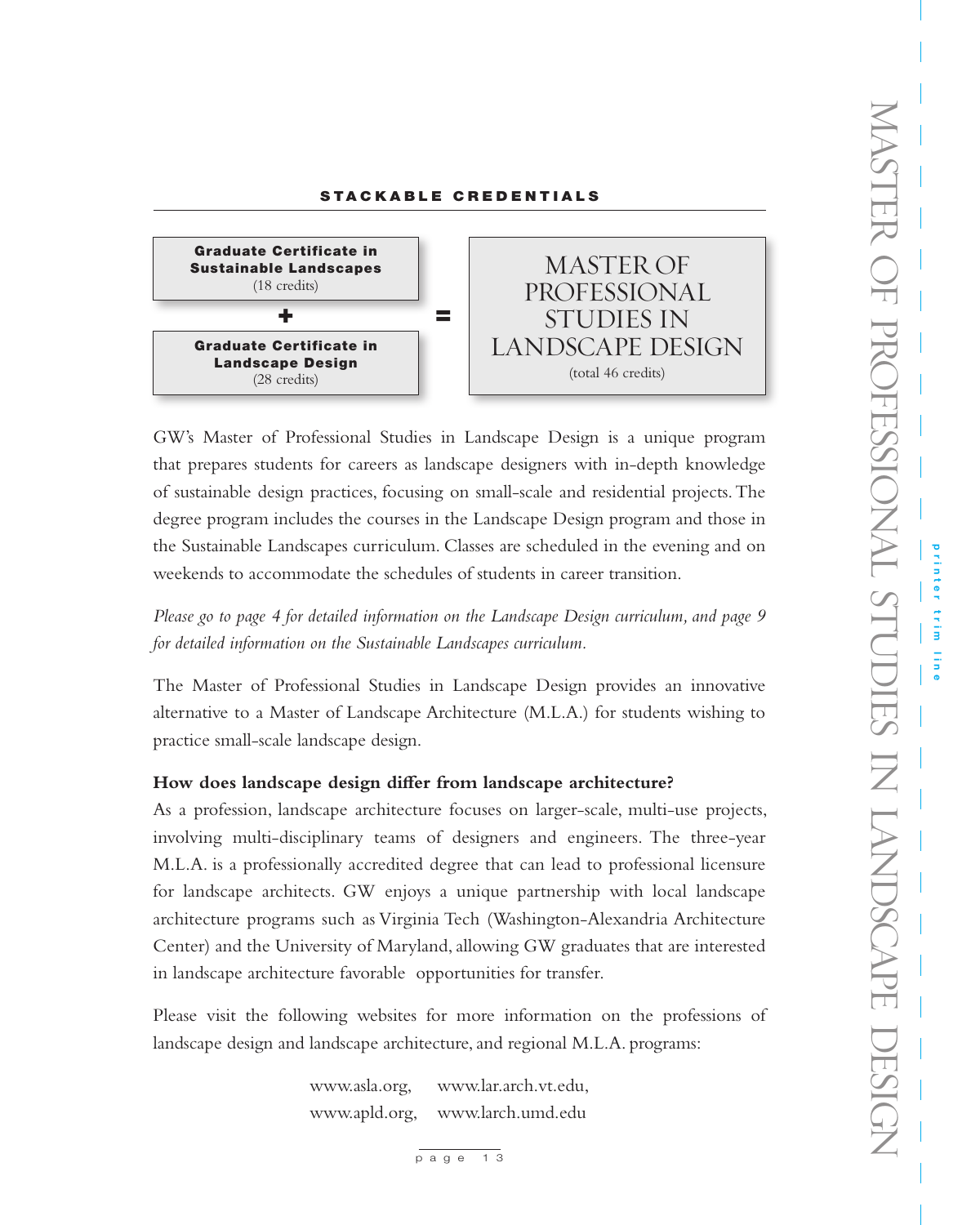## STACKABLE CREDENTIALS

| | | |
|---|---|---|
| **Graduate Certificate in Sustainable Landscapes** (18 credits) + **Graduate Certificate in Landscape Design** (28 credits) | = | MASTER OF PROFESSIONAL STUDIES IN LANDSCAPE DESIGN (total 46 credits) |

GW's Master of Professional Studies in Landscape Design is a unique program that prepares students for careers as landscape designers with in-depth knowledge of sustainable design practices, focusing on small-scale and residential projects. The degree program includes the courses in the Landscape Design program and those in the Sustainable Landscapes curriculum. Classes are scheduled in the evening and on weekends to accommodate the schedules of students in career transition.

*Please go to page 4 for detailed information on the Landscape Design curriculum, and page 9 for detailed information on the Sustainable Landscapes curriculum.*

The Master of Professional Studies in Landscape Design provides an innovative alternative to a Master of Landscape Architecture (M.L.A.) for students wishing to practice small-scale landscape design.

**How does landscape design differ from landscape architecture?**

As a profession, landscape architecture focuses on larger-scale, multi-use projects, involving multi-disciplinary teams of designers and engineers. The three-year M.L.A. is a professionally accredited degree that can lead to professional licensure for landscape architects. GW enjoys a unique partnership with local landscape architecture programs such as Virginia Tech (Washington-Alexandria Architecture Center) and the University of Maryland, allowing GW graduates that are interested in landscape architecture favorable opportunities for transfer.

Please visit the following websites for more information on the professions of landscape design and landscape architecture, and regional M.L.A. programs:

www.asla.org, www.lar.arch.vt.edu,
www.apld.org, www.larch.umd.edu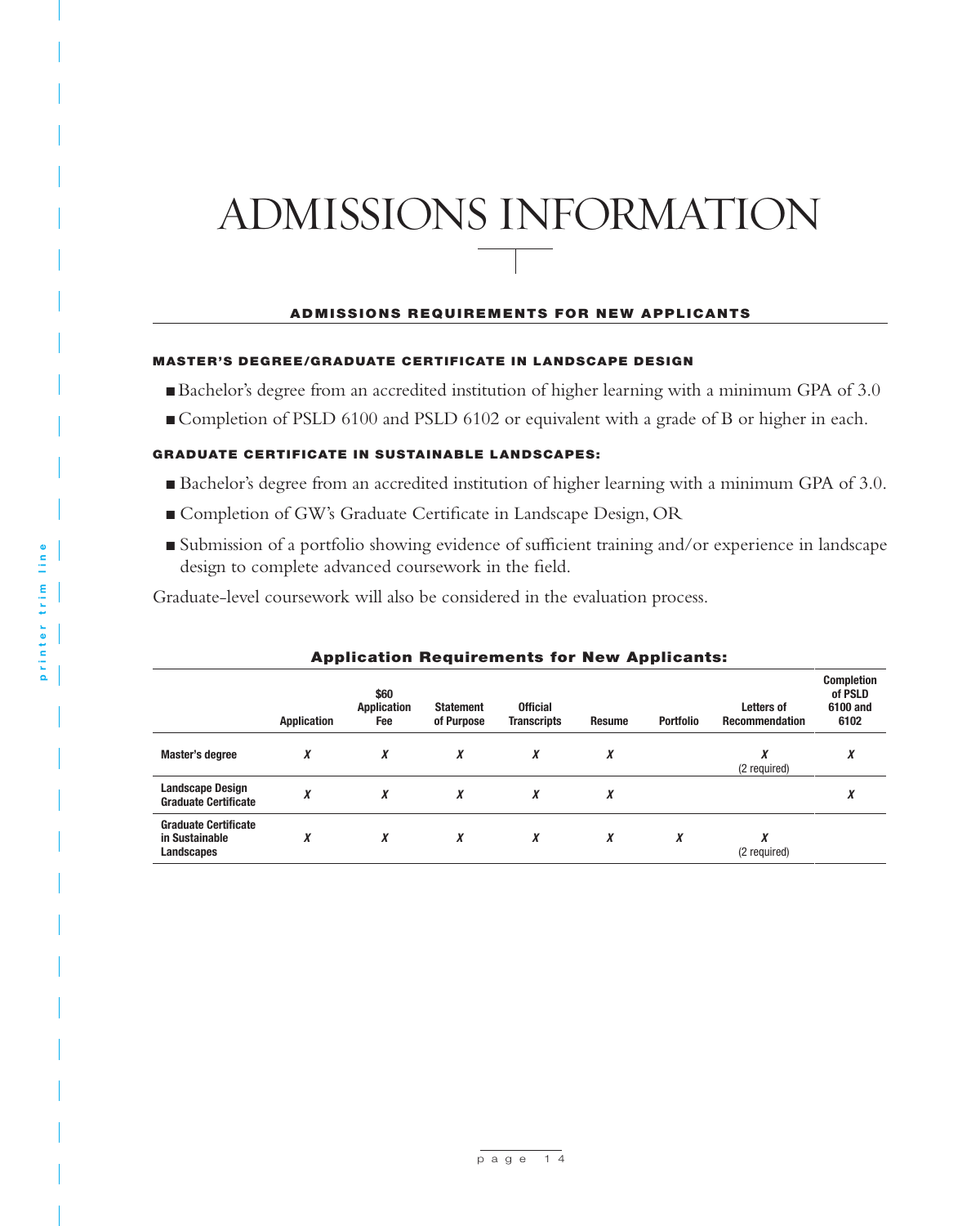# ADMISSIONS INFORMATION

## ADMISSIONS REQUIREMENTS FOR NEW APPLICANTS

### MASTER'S DEGREE/GRADUATE CERTIFICATE IN LANDSCAPE DESIGN

- Bachelor's degree from an accredited institution of higher learning with a minimum GPA of 3.0
- Completion of PSLD 6100 and PSLD 6102 or equivalent with a grade of B or higher in each.

### GRADUATE CERTIFICATE IN SUSTAINABLE LANDSCAPES:

- Bachelor's degree from an accredited institution of higher learning with a minimum GPA of 3.0.
- Completion of GW's Graduate Certificate in Landscape Design, OR
- Submission of a portfolio showing evidence of sufficient training and/or experience in landscape design to complete advanced coursework in the field.

Graduate-level coursework will also be considered in the evaluation process.

**Application Requirements for New Applicants:**

| | Application | $60 Application Fee | Statement of Purpose | Official Transcripts | Resume | Portfolio | Letters of Recommendation | Completion of PSLD 6100 and 6102 |
|---|---|---|---|---|---|---|---|---|
| **Master's degree** | X | X | X | X | X | | X (2 required) | X |
| **Landscape Design Graduate Certificate** | X | X | X | X | X | | | X |
| **Graduate Certificate in Sustainable Landscapes** | X | X | X | X | X | X | X (2 required) | |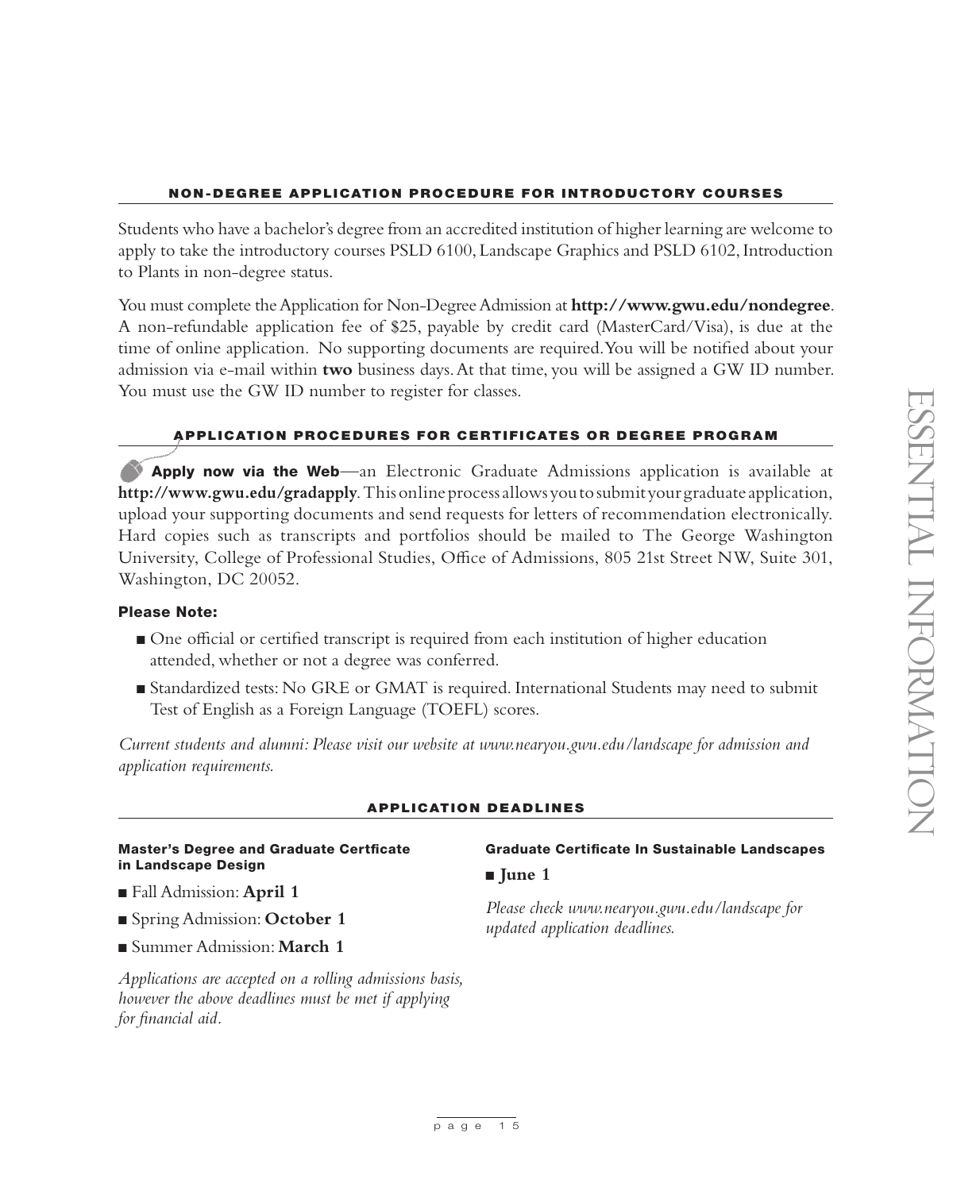## NON-DEGREE APPLICATION PROCEDURE FOR INTRODUCTORY COURSES

Students who have a bachelor's degree from an accredited institution of higher learning are welcome to apply to take the introductory courses PSLD 6100, Landscape Graphics and PSLD 6102, Introduction to Plants in non-degree status.

You must complete the Application for Non-Degree Admission at **http://www.gwu.edu/nondegree**. A non-refundable application fee of $25, payable by credit card (MasterCard/Visa), is due at the time of online application. No supporting documents are required. You will be notified about your admission via e-mail within **two** business days. At that time, you will be assigned a GW ID number. You must use the GW ID number to register for classes.

## APPLICATION PROCEDURES FOR CERTIFICATES OR DEGREE PROGRAM

**Apply now via the Web**—an Electronic Graduate Admissions application is available at **http://www.gwu.edu/gradapply**. This online process allows you to submit your graduate application, upload your supporting documents and send requests for letters of recommendation electronically. Hard copies such as transcripts and portfolios should be mailed to The George Washington University, College of Professional Studies, Office of Admissions, 805 21st Street NW, Suite 301, Washington, DC 20052.

**Please Note:**

- One official or certified transcript is required from each institution of higher education attended, whether or not a degree was conferred.
- Standardized tests: No GRE or GMAT is required. International Students may need to submit Test of English as a Foreign Language (TOEFL) scores.

*Current students and alumni: Please visit our website at www.nearyou.gwu.edu/landscape for admission and application requirements.*

## APPLICATION DEADLINES

**Master's Degree and Graduate Certficate in Landscape Design**

- Fall Admission: **April 1**
- Spring Admission: **October 1**
- Summer Admission: **March 1**

*Applications are accepted on a rolling admissions basis, however the above deadlines must be met if applying for financial aid.*

**Graduate Certificate In Sustainable Landscapes**

- **June 1**

*Please check www.nearyou.gwu.edu/landscape for updated application deadlines.*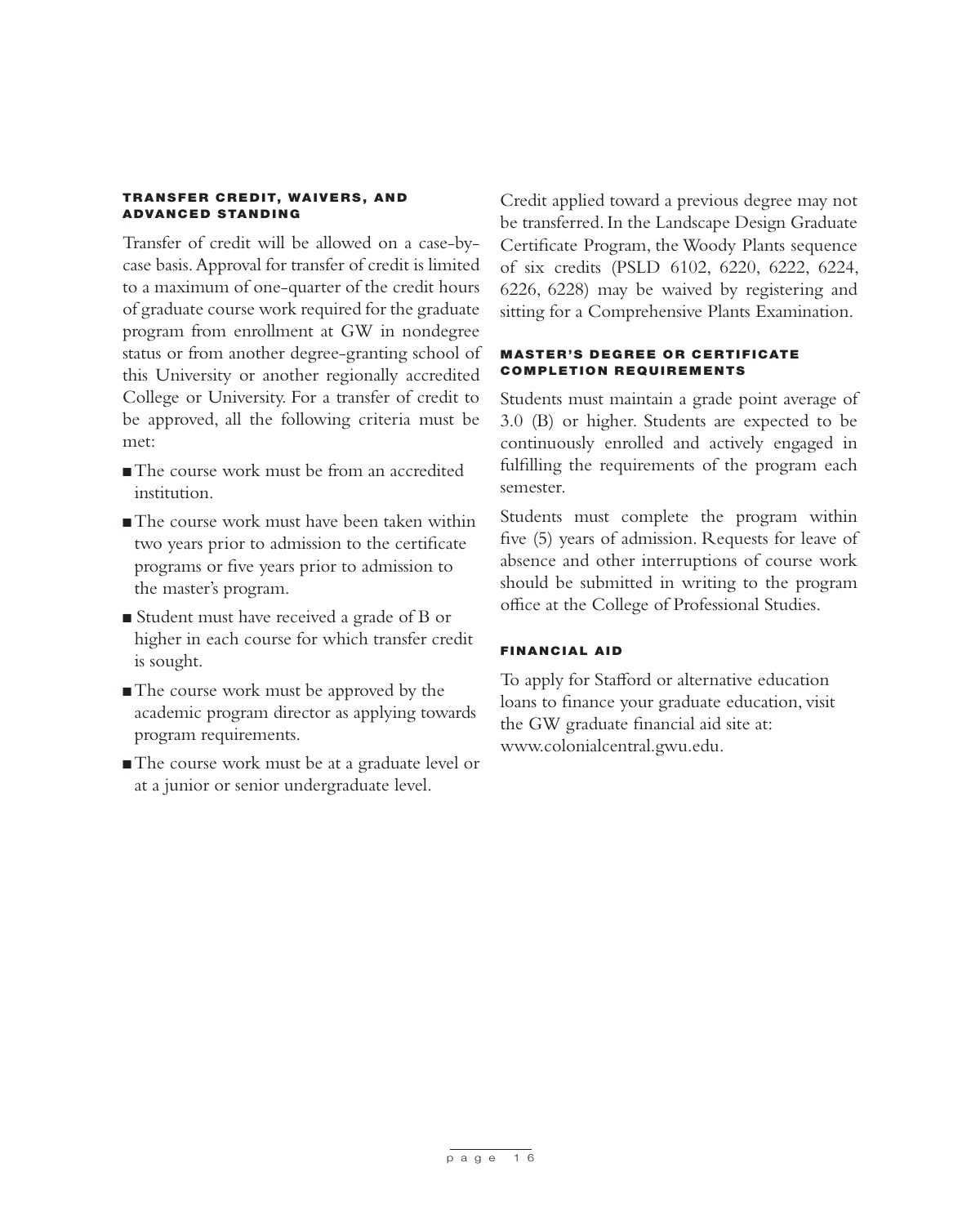### TRANSFER CREDIT, WAIVERS, AND ADVANCED STANDING

Transfer of credit will be allowed on a case-by-case basis. Approval for transfer of credit is limited to a maximum of one-quarter of the credit hours of graduate course work required for the graduate program from enrollment at GW in nondegree status or from another degree-granting school of this University or another regionally accredited College or University. For a transfer of credit to be approved, all the following criteria must be met:

- The course work must be from an accredited institution.
- The course work must have been taken within two years prior to admission to the certificate programs or five years prior to admission to the master's program.
- Student must have received a grade of B or higher in each course for which transfer credit is sought.
- The course work must be approved by the academic program director as applying towards program requirements.
- The course work must be at a graduate level or at a junior or senior undergraduate level.

Credit applied toward a previous degree may not be transferred. In the Landscape Design Graduate Certificate Program, the Woody Plants sequence of six credits (PSLD 6102, 6220, 6222, 6224, 6226, 6228) may be waived by registering and sitting for a Comprehensive Plants Examination.

### MASTER'S DEGREE OR CERTIFICATE COMPLETION REQUIREMENTS

Students must maintain a grade point average of 3.0 (B) or higher. Students are expected to be continuously enrolled and actively engaged in fulfilling the requirements of the program each semester.

Students must complete the program within five (5) years of admission. Requests for leave of absence and other interruptions of course work should be submitted in writing to the program office at the College of Professional Studies.

### FINANCIAL AID

To apply for Stafford or alternative education loans to finance your graduate education, visit the GW graduate financial aid site at: www.colonialcentral.gwu.edu.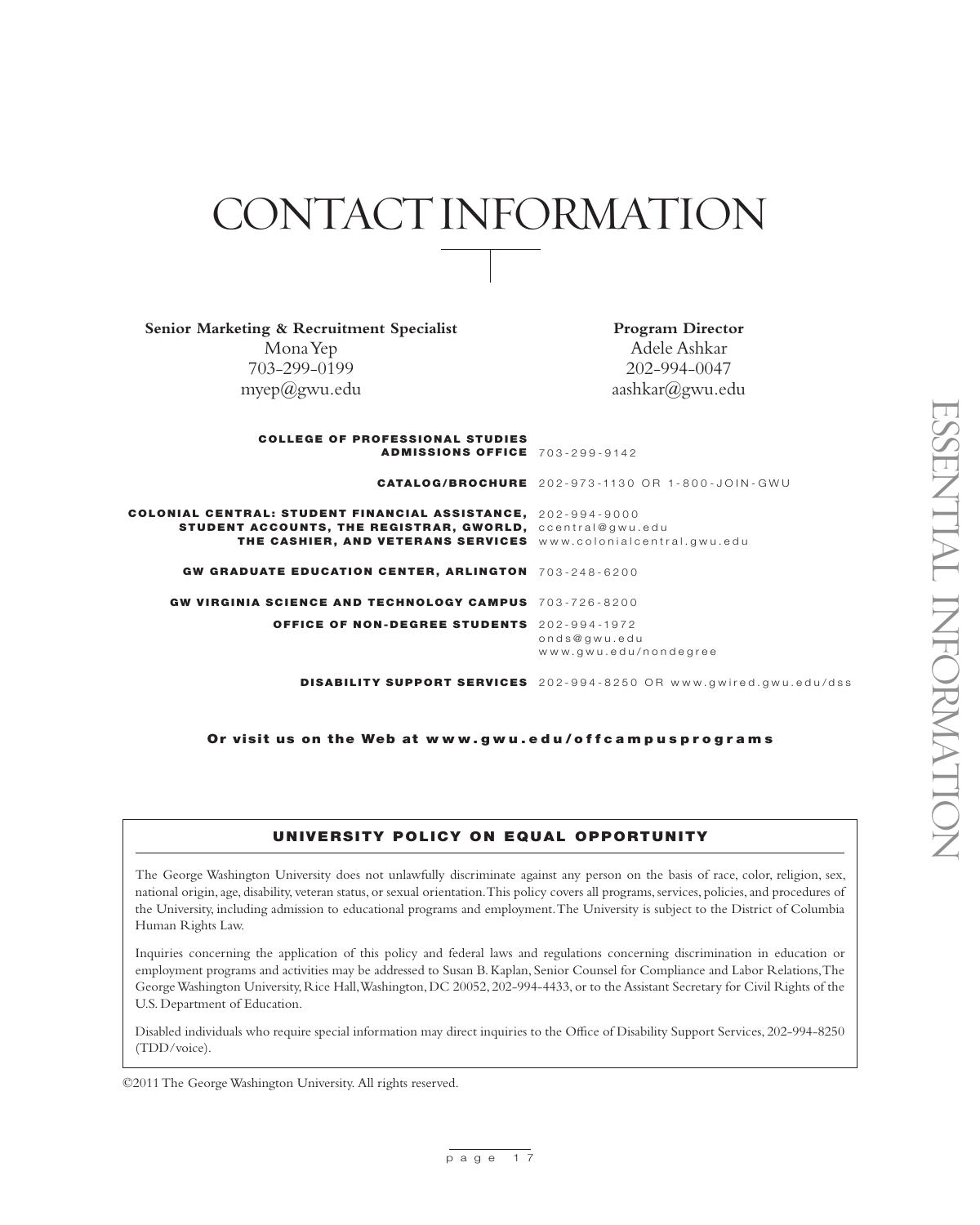# CONTACT INFORMATION

**Senior Marketing & Recruitment Specialist**
Mona Yep
703-299-0199
myep@gwu.edu

**Program Director**
Adele Ashkar
202-994-0047
aashkar@gwu.edu

| | |
|---|---|
| **COLLEGE OF PROFESSIONAL STUDIES ADMISSIONS OFFICE** | 703-299-9142 |
| **CATALOG/BROCHURE** | 202-973-1130 OR 1-800-JOIN-GWU |
| **COLONIAL CENTRAL: STUDENT FINANCIAL ASSISTANCE, STUDENT ACCOUNTS, THE REGISTRAR, GWORLD, THE CASHIER, AND VETERANS SERVICES** | 202-994-9000<br>ccentral@gwu.edu<br>www.colonialcentral.gwu.edu |
| **GW GRADUATE EDUCATION CENTER, ARLINGTON** | 703-248-6200 |
| **GW VIRGINIA SCIENCE AND TECHNOLOGY CAMPUS** | 703-726-8200 |
| **OFFICE OF NON-DEGREE STUDENTS** | 202-994-1972<br>onds@gwu.edu<br>www.gwu.edu/nondegree |
| **DISABILITY SUPPORT SERVICES** | 202-994-8250 OR www.gwired.gwu.edu/dss |

**Or visit us on the Web at www.gwu.edu/offcampusprograms**

## UNIVERSITY POLICY ON EQUAL OPPORTUNITY

The George Washington University does not unlawfully discriminate against any person on the basis of race, color, religion, sex, national origin, age, disability, veteran status, or sexual orientation. This policy covers all programs, services, policies, and procedures of the University, including admission to educational programs and employment. The University is subject to the District of Columbia Human Rights Law.

Inquiries concerning the application of this policy and federal laws and regulations concerning discrimination in education or employment programs and activities may be addressed to Susan B. Kaplan, Senior Counsel for Compliance and Labor Relations, The George Washington University, Rice Hall, Washington, DC 20052, 202-994-4433, or to the Assistant Secretary for Civil Rights of the U.S. Department of Education.

Disabled individuals who require special information may direct inquiries to the Office of Disability Support Services, 202-994-8250 (TDD/voice).

©2011 The George Washington University. All rights reserved.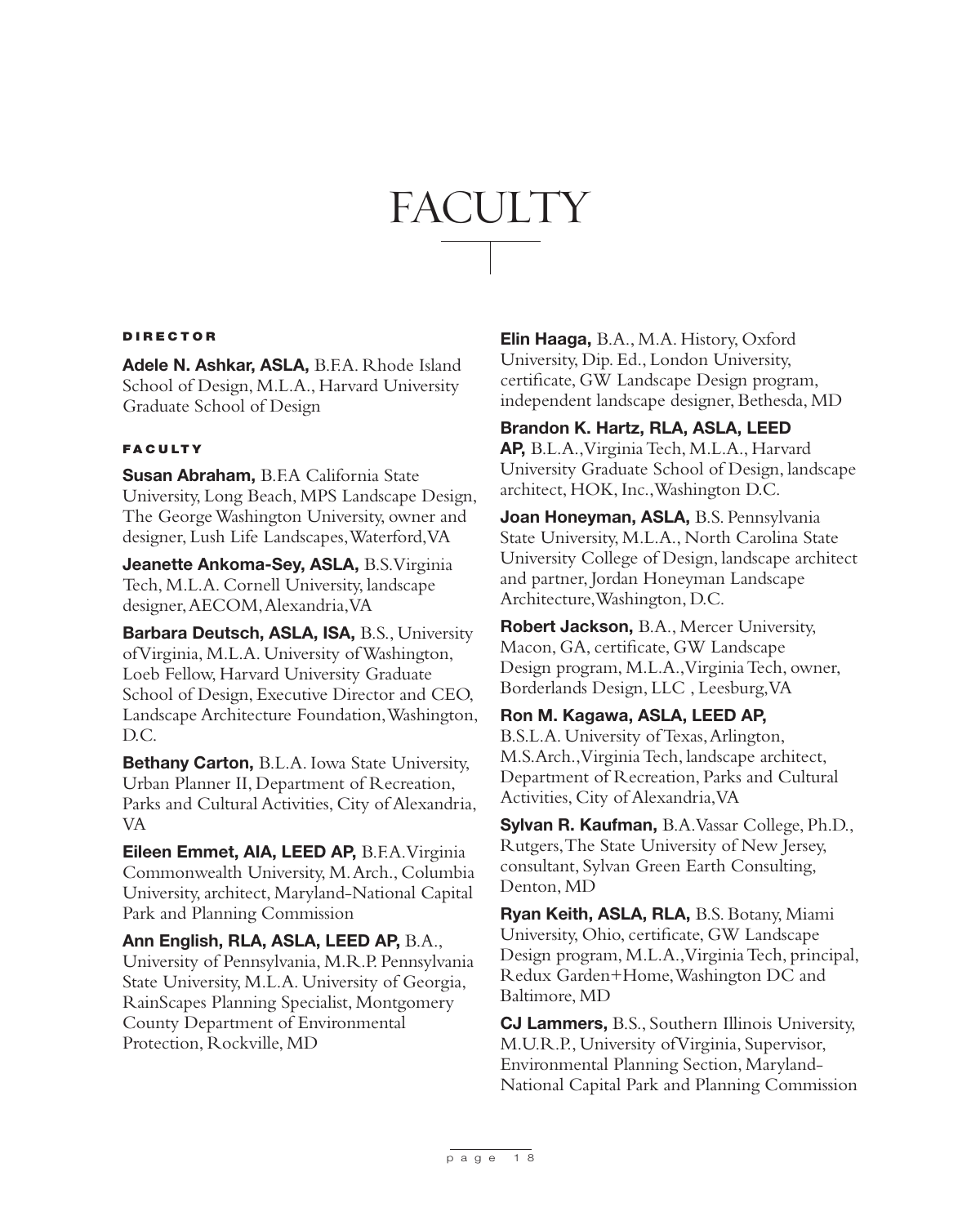# FACULTY

## DIRECTOR

**Adele N. Ashkar, ASLA,** B.F.A. Rhode Island School of Design, M.L.A., Harvard University Graduate School of Design

## FACULTY

**Susan Abraham,** B.F.A California State University, Long Beach, MPS Landscape Design, The George Washington University, owner and designer, Lush Life Landscapes, Waterford, VA

**Jeanette Ankoma-Sey, ASLA,** B.S. Virginia Tech, M.L.A. Cornell University, landscape designer, AECOM, Alexandria, VA

**Barbara Deutsch, ASLA, ISA,** B.S., University of Virginia, M.L.A. University of Washington, Loeb Fellow, Harvard University Graduate School of Design, Executive Director and CEO, Landscape Architecture Foundation, Washington, D.C.

**Bethany Carton,** B.L.A. Iowa State University, Urban Planner II, Department of Recreation, Parks and Cultural Activities, City of Alexandria, VA

**Eileen Emmet, AIA, LEED AP,** B.F.A. Virginia Commonwealth University, M.Arch., Columbia University, architect, Maryland-National Capital Park and Planning Commission

**Ann English, RLA, ASLA, LEED AP,** B.A., University of Pennsylvania, M.R.P. Pennsylvania State University, M.L.A. University of Georgia, RainScapes Planning Specialist, Montgomery County Department of Environmental Protection, Rockville, MD

**Elin Haaga,** B.A., M.A. History, Oxford University, Dip. Ed., London University, certificate, GW Landscape Design program, independent landscape designer, Bethesda, MD

**Brandon K. Hartz, RLA, ASLA, LEED AP,** B.L.A., Virginia Tech, M.L.A., Harvard University Graduate School of Design, landscape architect, HOK, Inc., Washington D.C.

**Joan Honeyman, ASLA,** B.S. Pennsylvania State University, M.L.A., North Carolina State University College of Design, landscape architect and partner, Jordan Honeyman Landscape Architecture, Washington, D.C.

**Robert Jackson,** B.A., Mercer University, Macon, GA, certificate, GW Landscape Design program, M.L.A., Virginia Tech, owner, Borderlands Design, LLC , Leesburg, VA

**Ron M. Kagawa, ASLA, LEED AP,** B.S.L.A. University of Texas, Arlington, M.S.Arch., Virginia Tech, landscape architect, Department of Recreation, Parks and Cultural Activities, City of Alexandria, VA

**Sylvan R. Kaufman,** B.A. Vassar College, Ph.D., Rutgers, The State University of New Jersey, consultant, Sylvan Green Earth Consulting, Denton, MD

**Ryan Keith, ASLA, RLA,** B.S. Botany, Miami University, Ohio, certificate, GW Landscape Design program, M.L.A., Virginia Tech, principal, Redux Garden+Home, Washington DC and Baltimore, MD

**CJ Lammers,** B.S., Southern Illinois University, M.U.R.P., University of Virginia, Supervisor, Environmental Planning Section, Maryland-National Capital Park and Planning Commission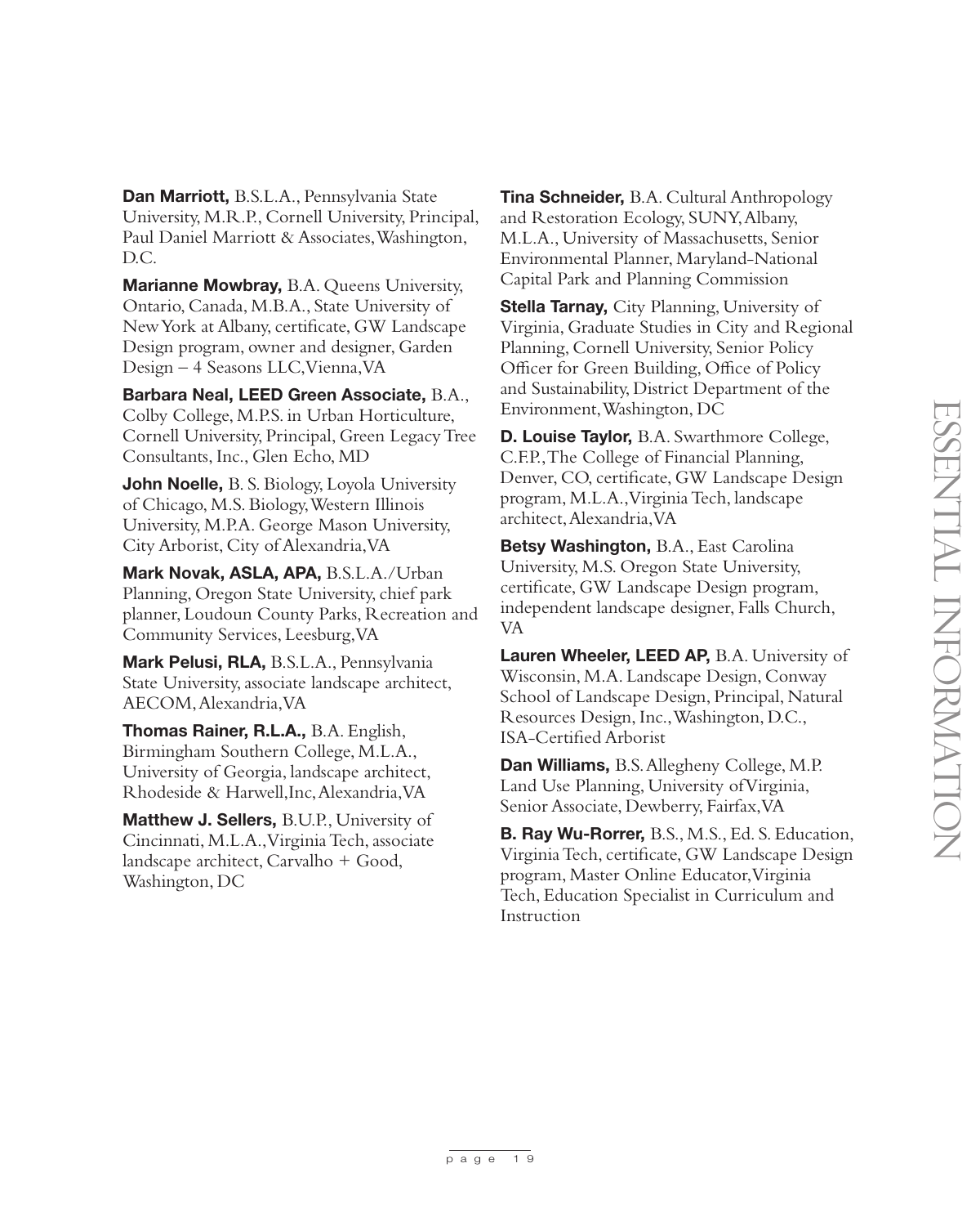**Dan Marriott,** B.S.L.A., Pennsylvania State University, M.R.P., Cornell University, Principal, Paul Daniel Marriott & Associates, Washington, D.C.

**Marianne Mowbray,** B.A. Queens University, Ontario, Canada, M.B.A., State University of New York at Albany, certificate, GW Landscape Design program, owner and designer, Garden Design – 4 Seasons LLC, Vienna, VA

**Barbara Neal, LEED Green Associate,** B.A., Colby College, M.P.S. in Urban Horticulture, Cornell University, Principal, Green Legacy Tree Consultants, Inc., Glen Echo, MD

**John Noelle,** B. S. Biology, Loyola University of Chicago, M.S. Biology, Western Illinois University, M.P.A. George Mason University, City Arborist, City of Alexandria, VA

**Mark Novak, ASLA, APA,** B.S.L.A./Urban Planning, Oregon State University, chief park planner, Loudoun County Parks, Recreation and Community Services, Leesburg, VA

**Mark Pelusi, RLA,** B.S.L.A., Pennsylvania State University, associate landscape architect, AECOM, Alexandria, VA

**Thomas Rainer, R.L.A.,** B.A. English, Birmingham Southern College, M.L.A., University of Georgia, landscape architect, Rhodeside & Harwell, Inc, Alexandria, VA

**Matthew J. Sellers,** B.U.P., University of Cincinnati, M.L.A., Virginia Tech, associate landscape architect, Carvalho + Good, Washington, DC

**Tina Schneider,** B.A. Cultural Anthropology and Restoration Ecology, SUNY, Albany, M.L.A., University of Massachusetts, Senior Environmental Planner, Maryland-National Capital Park and Planning Commission

**Stella Tarnay,** City Planning, University of Virginia, Graduate Studies in City and Regional Planning, Cornell University, Senior Policy Officer for Green Building, Office of Policy and Sustainability, District Department of the Environment, Washington, DC

**D. Louise Taylor,** B.A. Swarthmore College, C.F.P., The College of Financial Planning, Denver, CO, certificate, GW Landscape Design program, M.L.A., Virginia Tech, landscape architect, Alexandria, VA

**Betsy Washington,** B.A., East Carolina University, M.S. Oregon State University, certificate, GW Landscape Design program, independent landscape designer, Falls Church, VA

**Lauren Wheeler, LEED AP,** B.A. University of Wisconsin, M.A. Landscape Design, Conway School of Landscape Design, Principal, Natural Resources Design, Inc., Washington, D.C., ISA-Certified Arborist

**Dan Williams,** B.S. Allegheny College, M.P. Land Use Planning, University of Virginia, Senior Associate, Dewberry, Fairfax, VA

**B. Ray Wu-Rorrer,** B.S., M.S., Ed. S. Education, Virginia Tech, certificate, GW Landscape Design program, Master Online Educator, Virginia Tech, Education Specialist in Curriculum and Instruction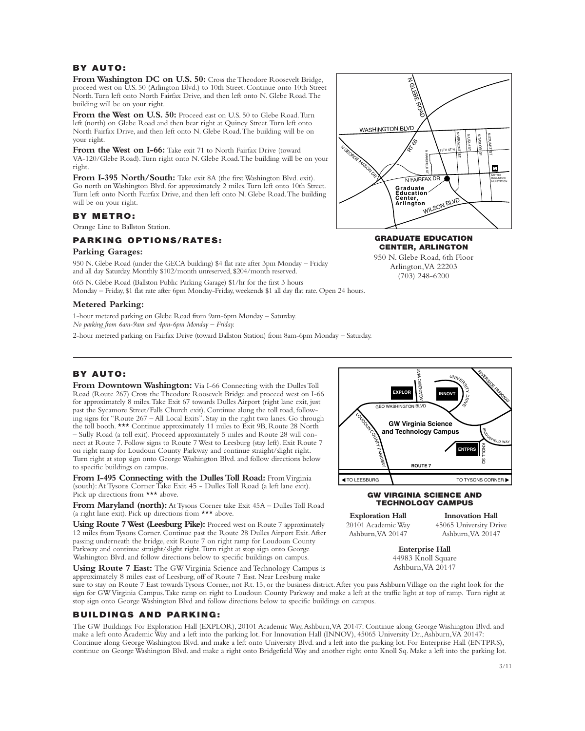## BY AUTO:

**From Washington DC on U.S. 50:** Cross the Theodore Roosevelt Bridge, proceed west on U.S. 50 (Arlington Blvd.) to 10th Street. Continue onto 10th Street North. Turn left onto North Fairfax Drive, and then left onto N. Glebe Road. The building will be on your right.

**From the West on U.S. 50:** Proceed east on U.S. 50 to Glebe Road. Turn left (north) on Glebe Road and then bear right at Quincy Street. Turn left onto North Fairfax Drive, and then left onto N. Glebe Road. The building will be on your right.

**From the West on I-66:** Take exit 71 to North Fairfax Drive (toward VA-120/Glebe Road). Turn right onto N. Glebe Road. The building will be on your right.

**From I-395 North/South:** Take exit 8A (the first Washington Blvd. exit). Go north on Washington Blvd. for approximately 2 miles. Turn left onto 10th Street. Turn left onto North Fairfax Drive, and then left onto N. Glebe Road. The building will be on your right.

## BY METRO:

Orange Line to Ballston Station.

## PARKING OPTIONS/RATES:

### Parking Garages:

950 N. Glebe Road (under the GECA building) $4 flat rate after 3pm Monday – Friday and all day Saturday. Monthly $102/month unreserved, $204/month reserved.

665 N. Glebe Road (Ballston Public Parking Garage) $1/hr for the first 3 hours Monday – Friday, $1 flat rate after 6pm Monday-Friday, weekends $1 all day flat rate. Open 24 hours.

### Metered Parking:

1-hour metered parking on Glebe Road from 9am-6pm Monday – Saturday.
*No parking from 6am-9am and 4pm-6pm Monday – Friday.*

2-hour metered parking on Fairfax Drive (toward Ballston Station) from 8am-6pm Monday – Saturday.

**GRADUATE EDUCATION CENTER, ARLINGTON**

950 N. Glebe Road, 6th Floor
Arlington, VA 22203
(703) 248-6200

---

## BY AUTO:

**From Downtown Washington:** Via I-66 Connecting with the Dulles Toll Road (Route 267) Cross the Theodore Roosevelt Bridge and proceed west on I-66 for approximately 8 miles. Take Exit 67 towards Dulles Airport (right lane exit, just past the Sycamore Street/Falls Church exit). Continue along the toll road, following signs for "Route 267 – All Local Exits". Stay in the right two lanes. Go through the toll booth. *** Continue approximately 11 miles to Exit 9B, Route 28 North – Sully Road (a toll exit). Proceed approximately 5 miles and Route 28 will connect at Route 7. Follow signs to Route 7 West to Leesburg (stay left). Exit Route 7 on right ramp for Loudoun County Parkway and continue straight/slight right. Turn right at stop sign onto George Washington Blvd. and follow directions below to specific buildings on campus.

**From I-495 Connecting with the Dulles Toll Road:** From Virginia (south): At Tysons Corner Take Exit 45 - Dulles Toll Road (a left lane exit). Pick up directions from *** above.

**From Maryland (north):** At Tysons Corner take Exit 45A – Dulles Toll Road (a right lane exit). Pick up directions from *** above.

**Using Route 7 West (Leesburg Pike):** Proceed west on Route 7 approximately 12 miles from Tysons Corner. Continue past the Route 28 Dulles Airport Exit. After passing underneath the bridge, exit Route 7 on right ramp for Loudoun County Parkway and continue straight/slight right. Turn right at stop sign onto George Washington Blvd. and follow directions below to specific buildings on campus.

**Using Route 7 East:** The GW Virginia Science and Technology Campus is approximately 8 miles east of Leesburg, off of Route 7 East. Near Leesburg make sure to stay on Route 7 East towards Tysons Corner, not Rt. 15, or the business district. After you pass Ashburn Village on the right look for the sign for GW Virginia Campus. Take ramp on right to Loudoun County Parkway and make a left at the traffic light at top of ramp. Turn right at stop sign onto George Washington Blvd and follow directions below to specific buildings on campus.

**GW VIRGINIA SCIENCE AND TECHNOLOGY CAMPUS**

**Exploration Hall**
20101 Academic Way
Ashburn, VA 20147

**Innovation Hall**
45065 University Drive
Ashburn, VA 20147

**Enterprise Hall**
44983 Knoll Square
Ashburn, VA 20147

## BUILDINGS AND PARKING:

The GW Buildings: For Exploration Hall (EXPLOR), 20101 Academic Way, Ashburn, VA 20147: Continue along George Washington Blvd. and make a left onto Academic Way and a left into the parking lot. For Innovation Hall (INNOV), 45065 University Dr., Ashburn, VA 20147: Continue along George Washington Blvd. and make a left onto University Blvd. and a left into the parking lot. For Enterprise Hall (ENTPRS), continue on George Washington Blvd. and make a right onto Bridgefield Way and another right onto Knoll Sq. Make a left into the parking lot.

3/11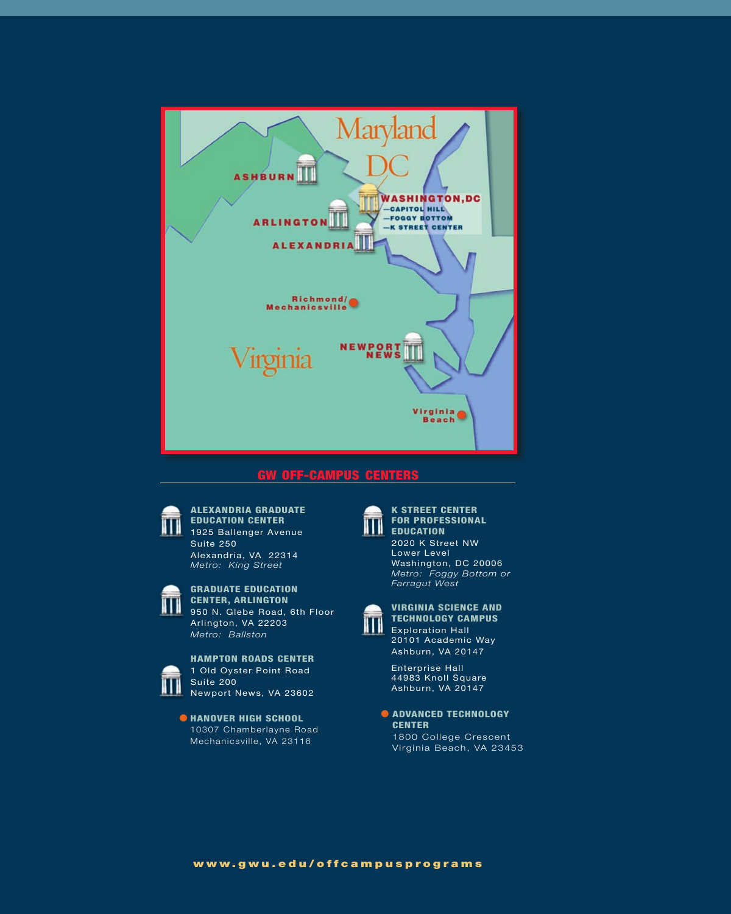## GW OFF-CAMPUS CENTERS

**ALEXANDRIA GRADUATE EDUCATION CENTER**
1925 Ballenger Avenue
Suite 250
Alexandria, VA 22314
*Metro: King Street*

**GRADUATE EDUCATION CENTER, ARLINGTON**
950 N. Glebe Road, 6th Floor
Arlington, VA 22203
*Metro: Ballston*

**HAMPTON ROADS CENTER**
1 Old Oyster Point Road
Suite 200
Newport News, VA 23602

**HANOVER HIGH SCHOOL**
10307 Chamberlayne Road
Mechanicsville, VA 23116

**K STREET CENTER FOR PROFESSIONAL EDUCATION**
2020 K Street NW
Lower Level
Washington, DC 20006
*Metro: Foggy Bottom or Farragut West*

**VIRGINIA SCIENCE AND TECHNOLOGY CAMPUS**
Exploration Hall
20101 Academic Way
Ashburn, VA 20147

Enterprise Hall
44983 Knoll Square
Ashburn, VA 20147

**ADVANCED TECHNOLOGY CENTER**
1800 College Crescent
Virginia Beach, VA 23453

**www.gwu.edu/offcampusprograms**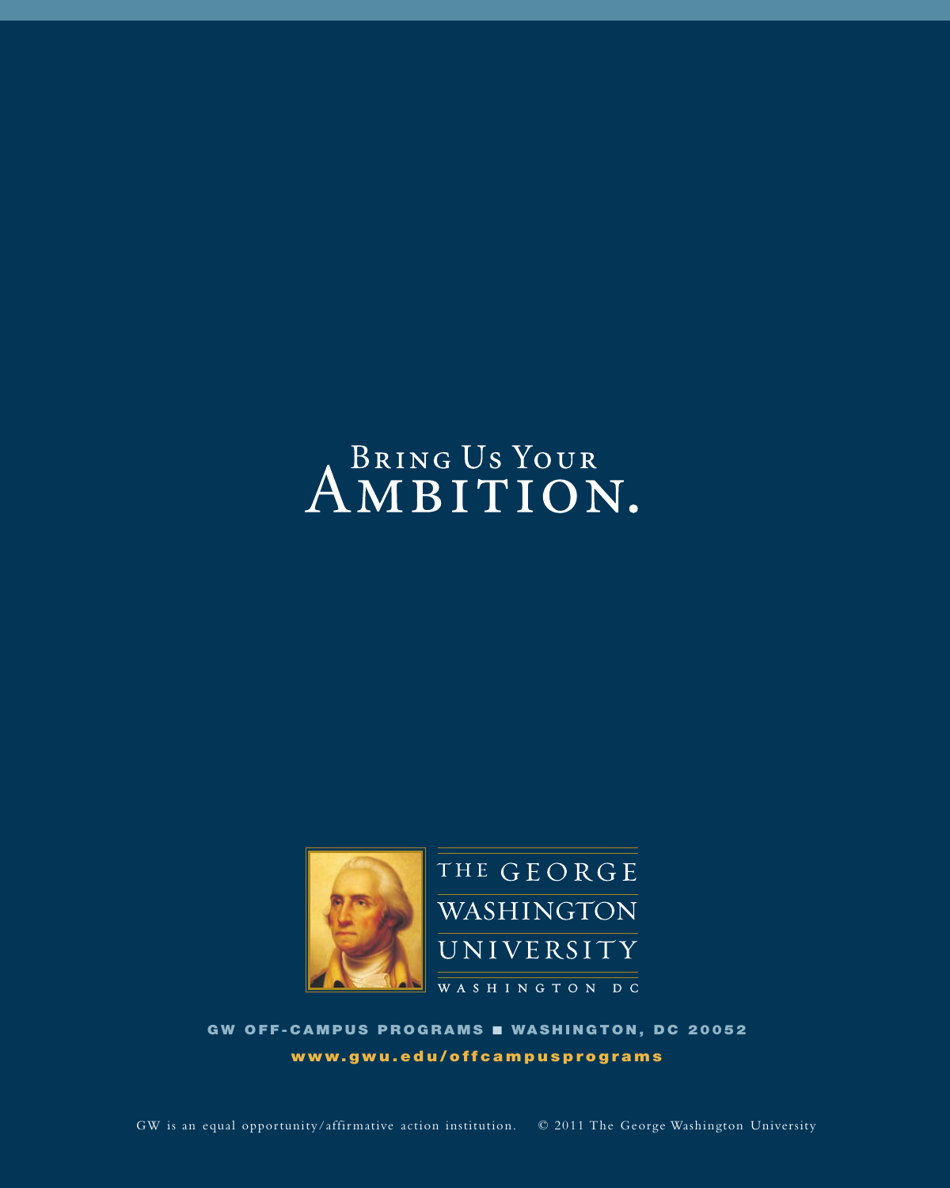Bring Us Your
Ambition.

THE GEORGE WASHINGTON UNIVERSITY

WASHINGTON DC

GW OFF-CAMPUS PROGRAMS ■ WASHINGTON, DC 20052

www.gwu.edu/offcampusprograms

GW is an equal opportunity/affirmative action institution. © 2011 The George Washington University